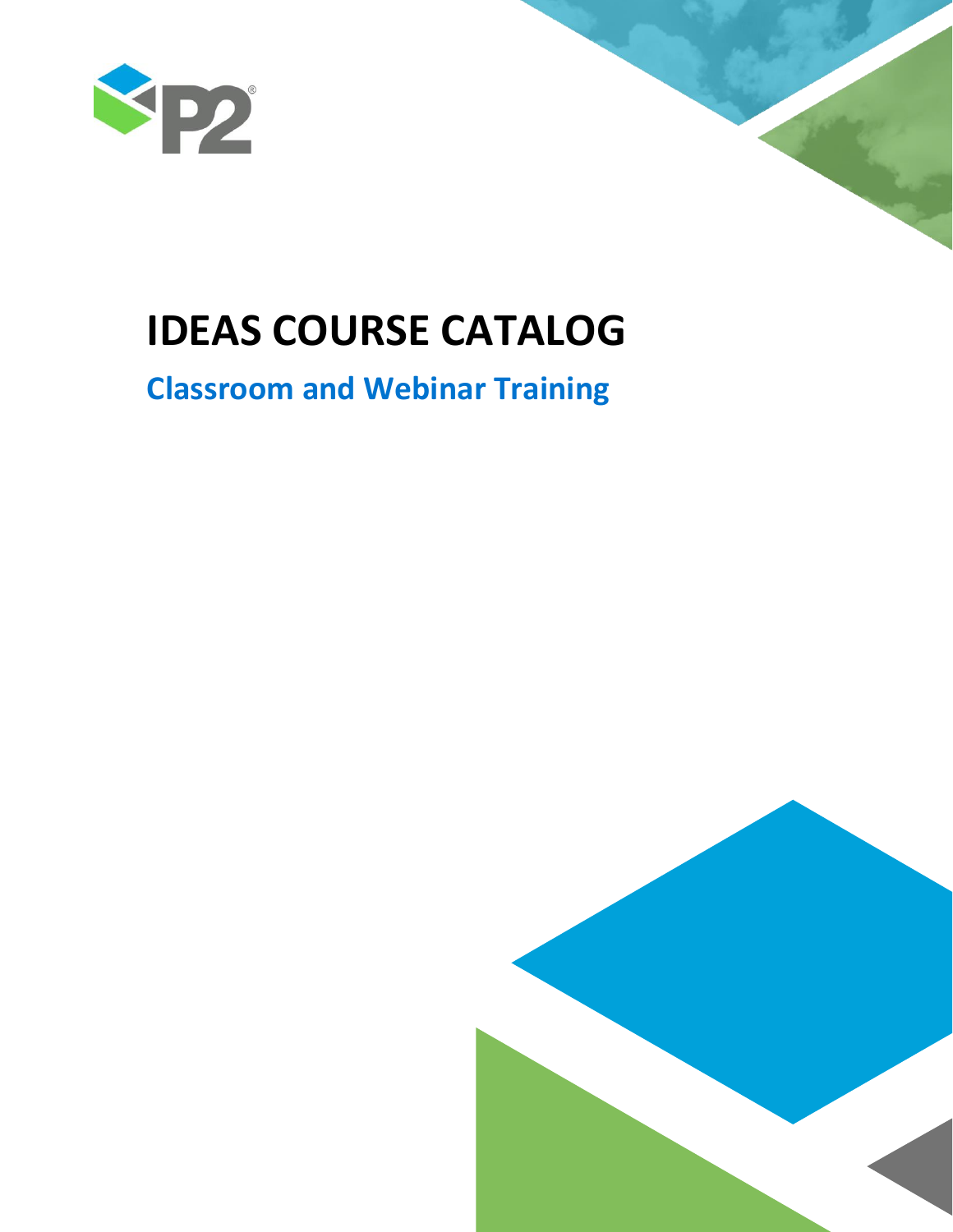# IDEAS COURSE CATALOG

## Classroom and Webinar Training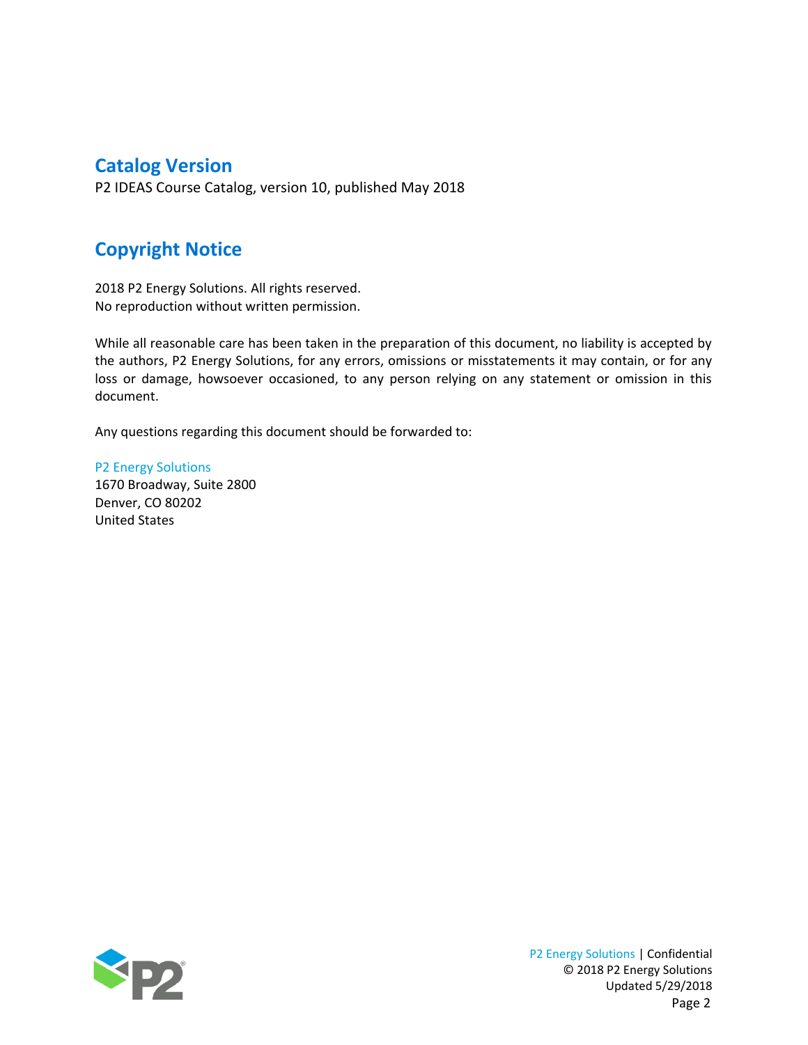## Catalog Version

P2 IDEAS Course Catalog, version 10, published May 2018

## Copyright Notice

2018 P2 Energy Solutions. All rights reserved.
No reproduction without written permission.

While all reasonable care has been taken in the preparation of this document, no liability is accepted by the authors, P2 Energy Solutions, for any errors, omissions or misstatements it may contain, or for any loss or damage, howsoever occasioned, to any person relying on any statement or omission in this document.

Any questions regarding this document should be forwarded to:

P2 Energy Solutions
1670 Broadway, Suite 2800
Denver, CO 80202
United States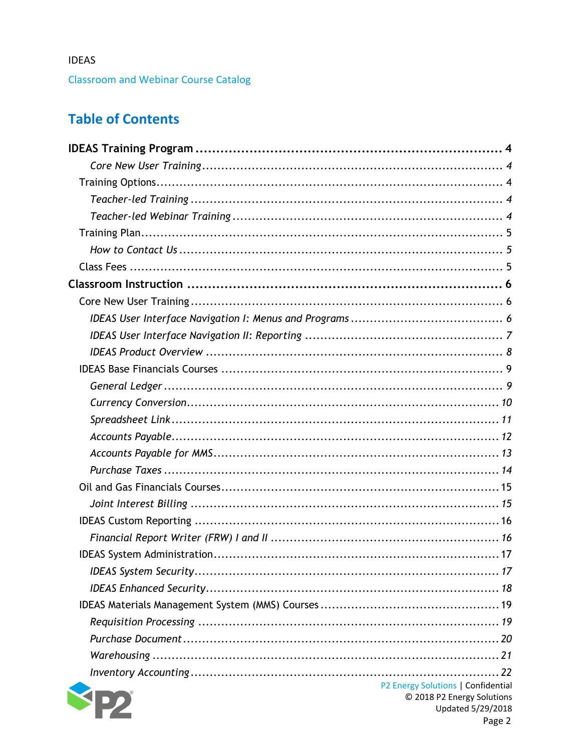IDEAS

Classroom and Webinar Course Catalog

# Table of Contents

**IDEAS Training Program** ........ 4

- *Core New User Training* ........ 4
- Training Options ........ 4
  - *Teacher-led Training* ........ 4
  - *Teacher-led Webinar Training* ........ 4
- Training Plan ........ 5
  - *How to Contact Us* ........ 5
- Class Fees ........ 5

**Classroom Instruction** ........ 6

- Core New User Training ........ 6
  - *IDEAS User Interface Navigation I: Menus and Programs* ........ 6
  - *IDEAS User Interface Navigation II: Reporting* ........ 7
  - *IDEAS Product Overview* ........ 8
- IDEAS Base Financials Courses ........ 9
  - *General Ledger* ........ 9
  - *Currency Conversion* ........ 10
  - *Spreadsheet Link* ........ 11
  - *Accounts Payable* ........ 12
  - *Accounts Payable for MMS* ........ 13
  - *Purchase Taxes* ........ 14
- Oil and Gas Financials Courses ........ 15
  - *Joint Interest Billing* ........ 15
- IDEAS Custom Reporting ........ 16
  - *Financial Report Writer (FRW) I and II* ........ 16
- IDEAS System Administration ........ 17
  - *IDEAS System Security* ........ 17
  - *IDEAS Enhanced Security* ........ 18
- IDEAS Materials Management System (MMS) Courses ........ 19
  - *Requisition Processing* ........ 19
  - *Purchase Document* ........ 20
  - *Warehousing* ........ 21
  - *Inventory Accounting* ........ 22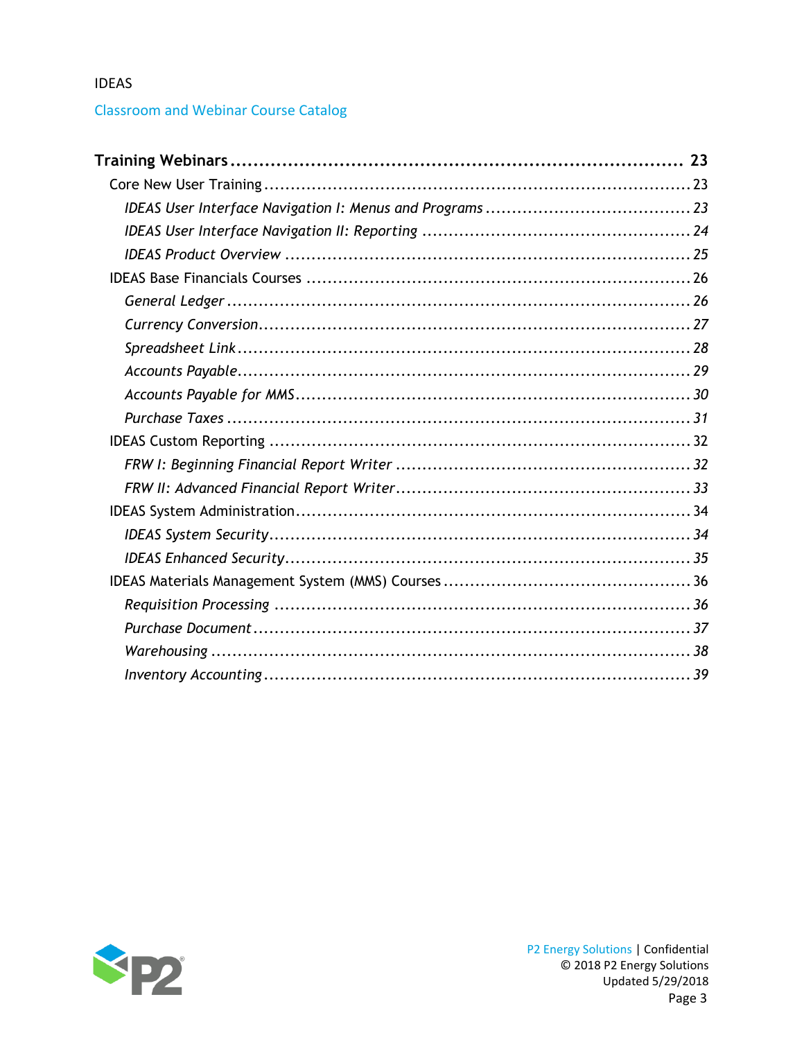IDEAS

Classroom and Webinar Course Catalog

**Training Webinars** ........................................................................ **23**

Core New User Training ........................................................................ 23

*IDEAS User Interface Navigation I: Menus and Programs* ........................................ *23*

*IDEAS User Interface Navigation II: Reporting* ........................................ *24*

*IDEAS Product Overview* ........................................................................ *25*

IDEAS Base Financials Courses ........................................................................ 26

*General Ledger* ........................................................................ *26*

*Currency Conversion* ........................................................................ *27*

*Spreadsheet Link* ........................................................................ *28*

*Accounts Payable* ........................................................................ *29*

*Accounts Payable for MMS* ........................................................................ *30*

*Purchase Taxes* ........................................................................ *31*

IDEAS Custom Reporting ........................................................................ 32

*FRW I: Beginning Financial Report Writer* ........................................ *32*

*FRW II: Advanced Financial Report Writer* ........................................ *33*

IDEAS System Administration ........................................................................ 34

*IDEAS System Security* ........................................................................ *34*

*IDEAS Enhanced Security* ........................................................................ *35*

IDEAS Materials Management System (MMS) Courses ........................................ 36

*Requisition Processing* ........................................................................ *36*

*Purchase Document* ........................................................................ *37*

*Warehousing* ........................................................................ *38*

*Inventory Accounting* ........................................................................ *39*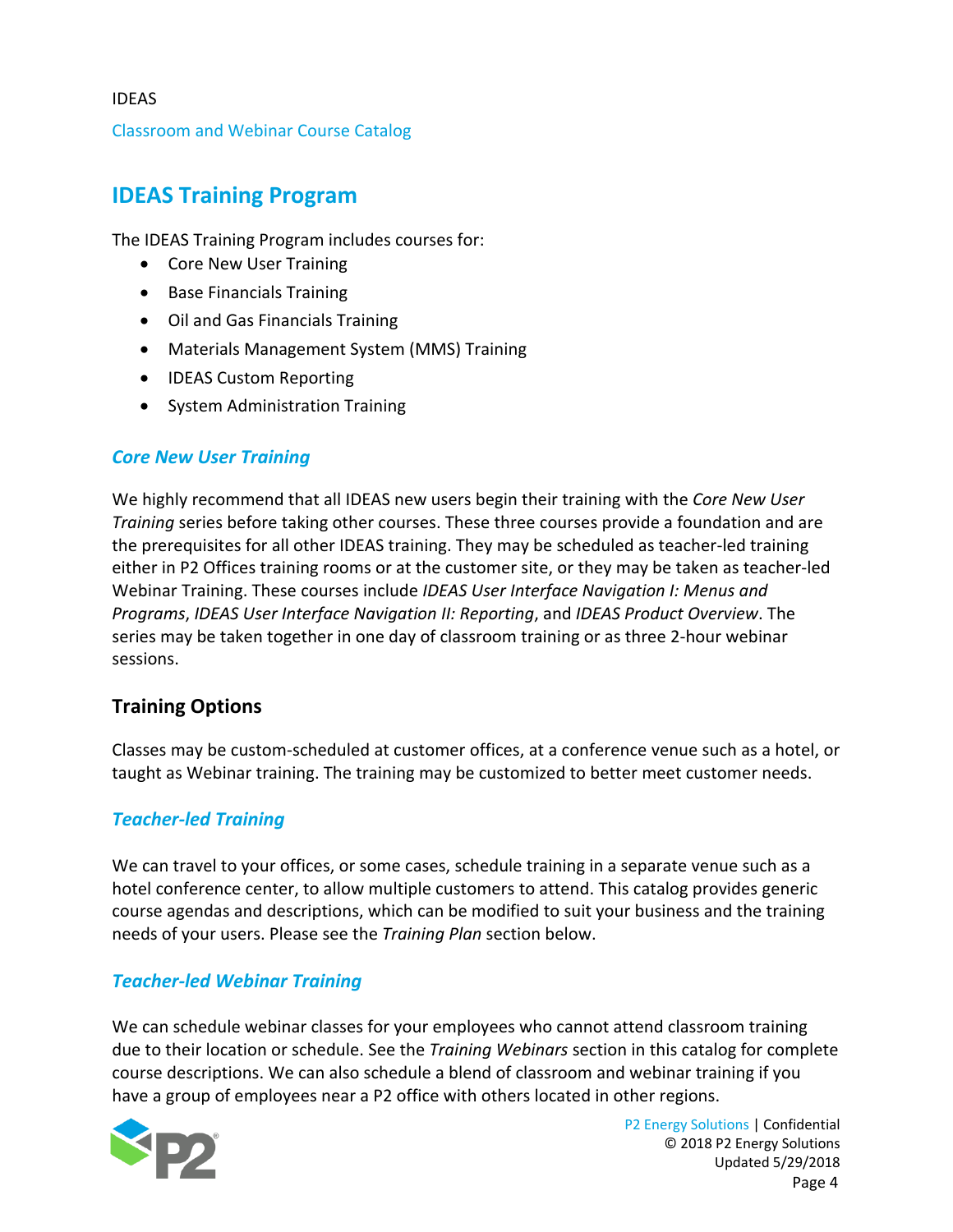## IDEAS Training Program

The IDEAS Training Program includes courses for:

- Core New User Training
- Base Financials Training
- Oil and Gas Financials Training
- Materials Management System (MMS) Training
- IDEAS Custom Reporting
- System Administration Training

### *Core New User Training*

We highly recommend that all IDEAS new users begin their training with the *Core New User Training* series before taking other courses. These three courses provide a foundation and are the prerequisites for all other IDEAS training. They may be scheduled as teacher-led training either in P2 Offices training rooms or at the customer site, or they may be taken as teacher-led Webinar Training. These courses include *IDEAS User Interface Navigation I: Menus and Programs*, *IDEAS User Interface Navigation II: Reporting*, and *IDEAS Product Overview*. The series may be taken together in one day of classroom training or as three 2-hour webinar sessions.

## Training Options

Classes may be custom-scheduled at customer offices, at a conference venue such as a hotel, or taught as Webinar training. The training may be customized to better meet customer needs.

### *Teacher-led Training*

We can travel to your offices, or some cases, schedule training in a separate venue such as a hotel conference center, to allow multiple customers to attend. This catalog provides generic course agendas and descriptions, which can be modified to suit your business and the training needs of your users. Please see the *Training Plan* section below.

### *Teacher-led Webinar Training*

We can schedule webinar classes for your employees who cannot attend classroom training due to their location or schedule. See the *Training Webinars* section in this catalog for complete course descriptions. We can also schedule a blend of classroom and webinar training if you have a group of employees near a P2 office with others located in other regions.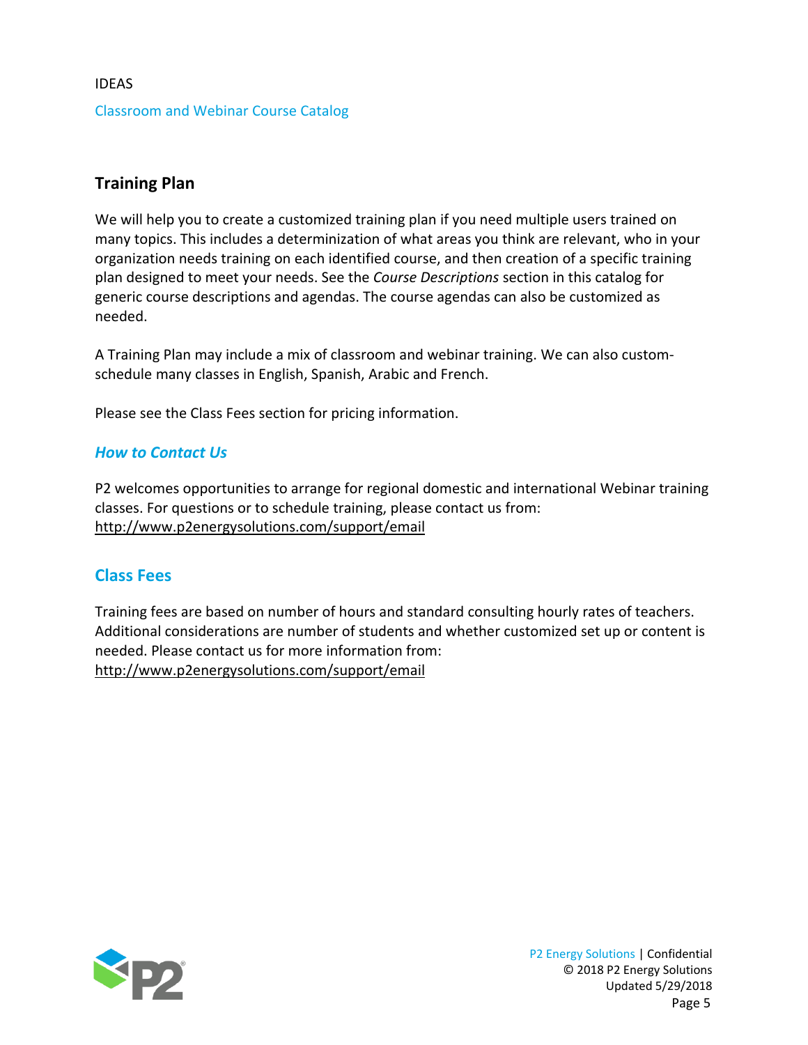## Training Plan

We will help you to create a customized training plan if you need multiple users trained on many topics. This includes a determinization of what areas you think are relevant, who in your organization needs training on each identified course, and then creation of a specific training plan designed to meet your needs. See the *Course Descriptions* section in this catalog for generic course descriptions and agendas. The course agendas can also be customized as needed.

A Training Plan may include a mix of classroom and webinar training. We can also custom-schedule many classes in English, Spanish, Arabic and French.

Please see the Class Fees section for pricing information.

### *How to Contact Us*

P2 welcomes opportunities to arrange for regional domestic and international Webinar training classes. For questions or to schedule training, please contact us from:
http://www.p2energysolutions.com/support/email

## Class Fees

Training fees are based on number of hours and standard consulting hourly rates of teachers. Additional considerations are number of students and whether customized set up or content is needed. Please contact us for more information from:
http://www.p2energysolutions.com/support/email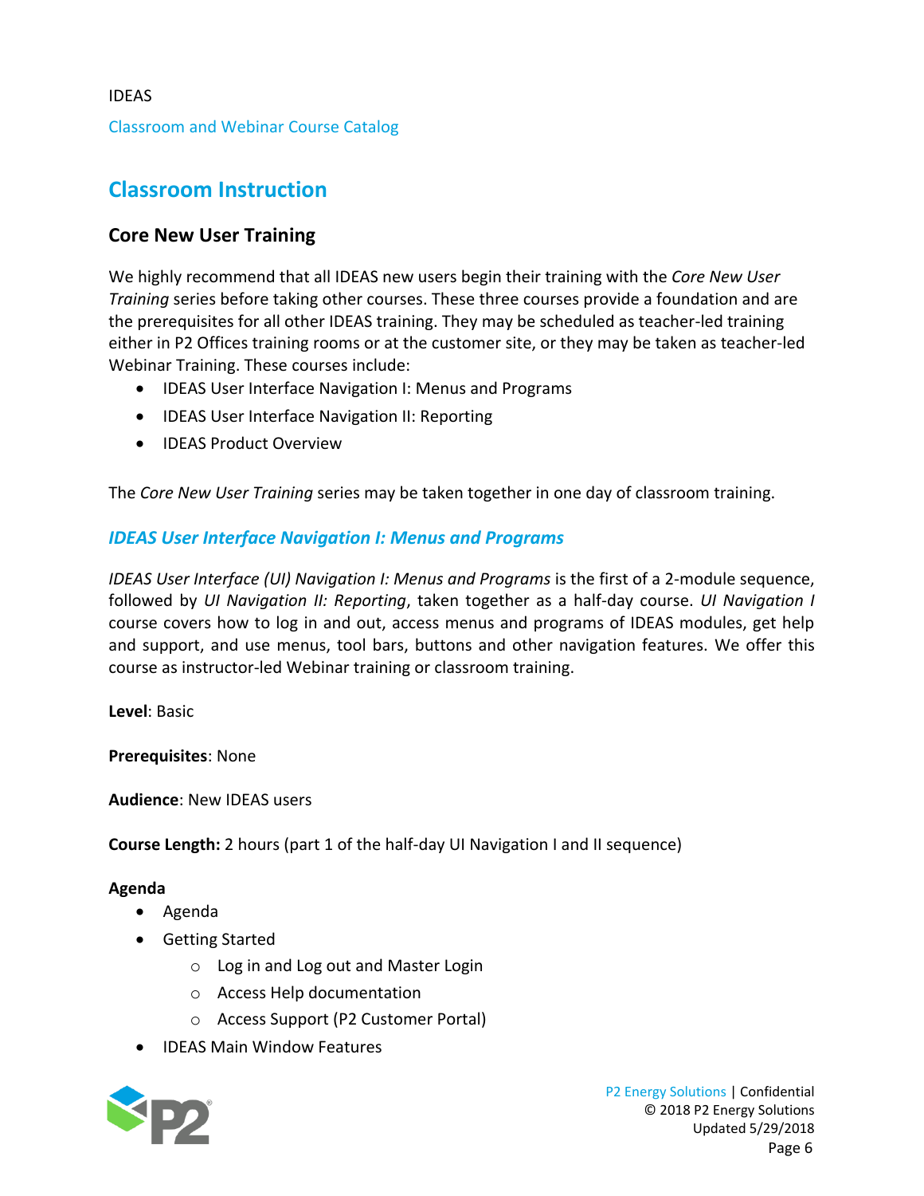# Classroom Instruction

## Core New User Training

We highly recommend that all IDEAS new users begin their training with the *Core New User Training* series before taking other courses. These three courses provide a foundation and are the prerequisites for all other IDEAS training. They may be scheduled as teacher-led training either in P2 Offices training rooms or at the customer site, or they may be taken as teacher-led Webinar Training. These courses include:

- IDEAS User Interface Navigation I: Menus and Programs
- IDEAS User Interface Navigation II: Reporting
- IDEAS Product Overview

The *Core New User Training* series may be taken together in one day of classroom training.

### *IDEAS User Interface Navigation I: Menus and Programs*

*IDEAS User Interface (UI) Navigation I: Menus and Programs* is the first of a 2-module sequence, followed by *UI Navigation II: Reporting*, taken together as a half-day course. *UI Navigation I* course covers how to log in and out, access menus and programs of IDEAS modules, get help and support, and use menus, tool bars, buttons and other navigation features. We offer this course as instructor-led Webinar training or classroom training.

**Level**: Basic

**Prerequisites**: None

**Audience**: New IDEAS users

**Course Length:** 2 hours (part 1 of the half-day UI Navigation I and II sequence)

**Agenda**

- Agenda
- Getting Started
  - Log in and Log out and Master Login
  - Access Help documentation
  - Access Support (P2 Customer Portal)
- IDEAS Main Window Features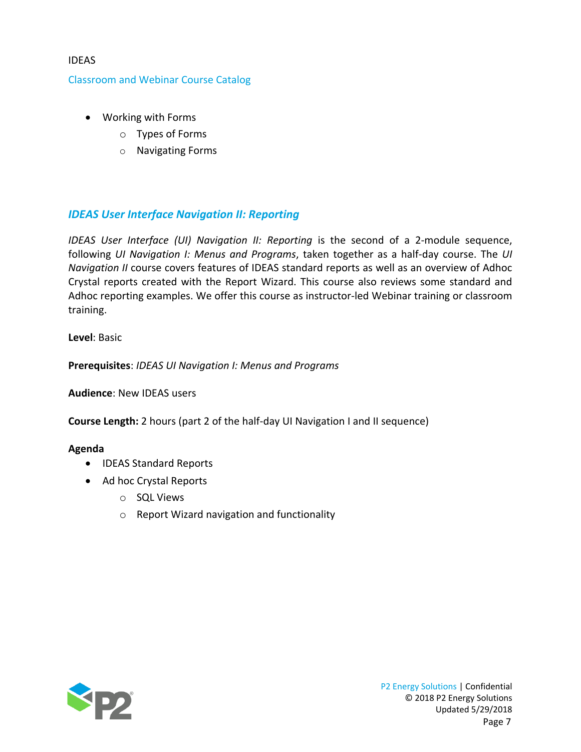- Working with Forms
    - Types of Forms
    - Navigating Forms

## *IDEAS User Interface Navigation II: Reporting*

*IDEAS User Interface (UI) Navigation II: Reporting* is the second of a 2-module sequence, following *UI Navigation I: Menus and Programs*, taken together as a half-day course. The *UI Navigation II* course covers features of IDEAS standard reports as well as an overview of Adhoc Crystal reports created with the Report Wizard. This course also reviews some standard and Adhoc reporting examples. We offer this course as instructor-led Webinar training or classroom training.

**Level**: Basic

**Prerequisites**: *IDEAS UI Navigation I: Menus and Programs*

**Audience**: New IDEAS users

**Course Length:** 2 hours (part 2 of the half-day UI Navigation I and II sequence)

**Agenda**

- IDEAS Standard Reports
- Ad hoc Crystal Reports
    - SQL Views
    - Report Wizard navigation and functionality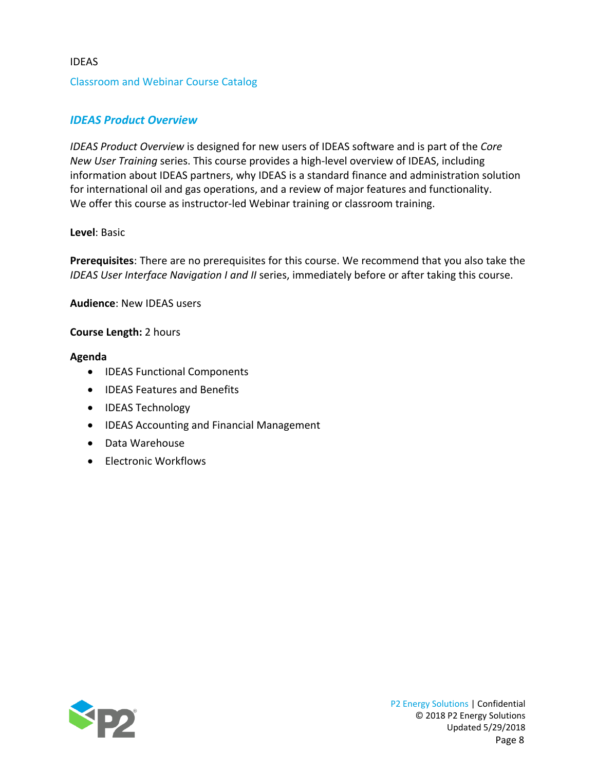## IDEAS Product Overview

*IDEAS Product Overview* is designed for new users of IDEAS software and is part of the *Core New User Training* series. This course provides a high-level overview of IDEAS, including information about IDEAS partners, why IDEAS is a standard finance and administration solution for international oil and gas operations, and a review of major features and functionality. We offer this course as instructor-led Webinar training or classroom training.

**Level**: Basic

**Prerequisites**: There are no prerequisites for this course. We recommend that you also take the *IDEAS User Interface Navigation I and II* series, immediately before or after taking this course.

**Audience**: New IDEAS users

**Course Length:** 2 hours

**Agenda**

- IDEAS Functional Components
- IDEAS Features and Benefits
- IDEAS Technology
- IDEAS Accounting and Financial Management
- Data Warehouse
- Electronic Workflows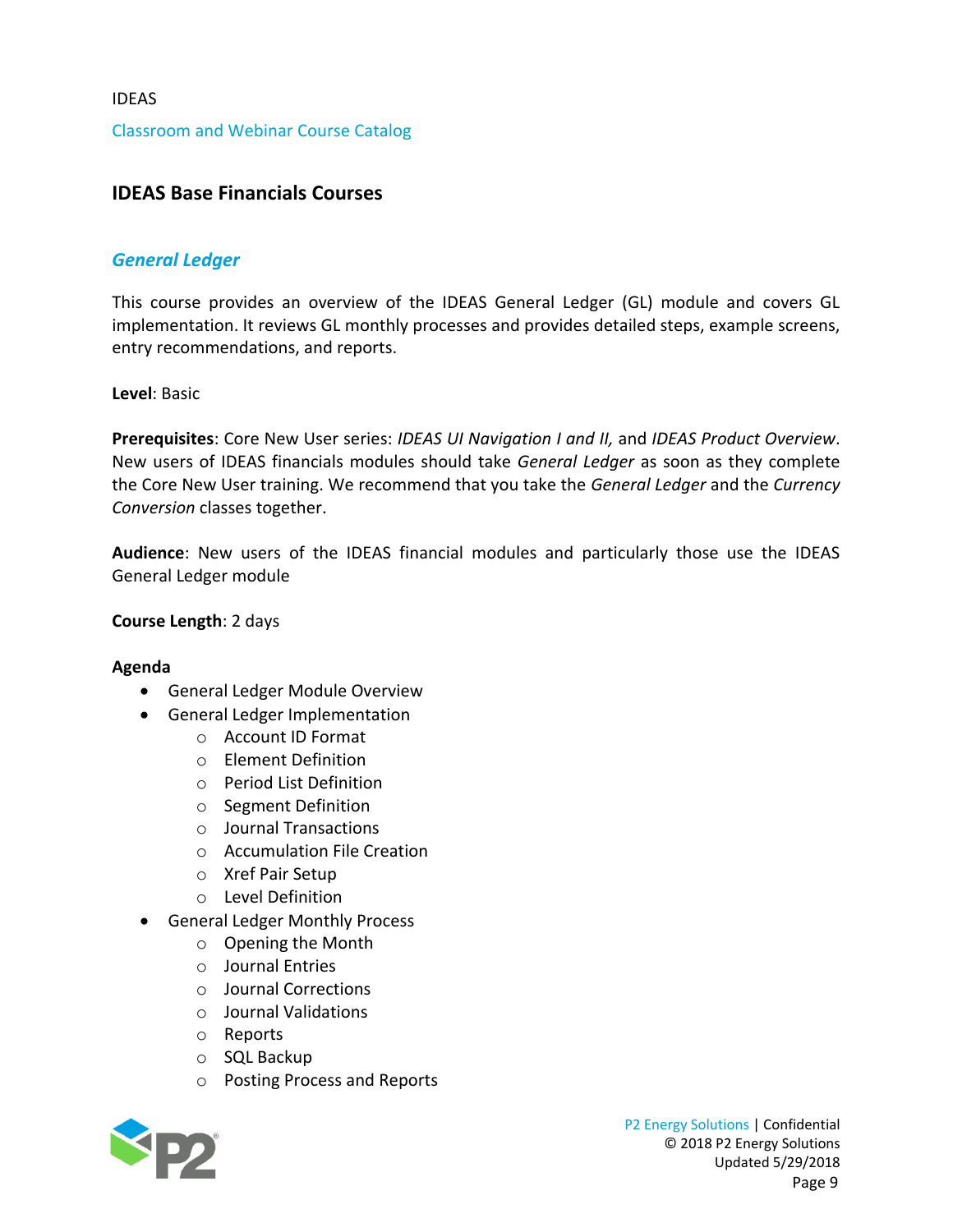## IDEAS Base Financials Courses

### *General Ledger*

This course provides an overview of the IDEAS General Ledger (GL) module and covers GL implementation. It reviews GL monthly processes and provides detailed steps, example screens, entry recommendations, and reports.

**Level**: Basic

**Prerequisites**: Core New User series: *IDEAS UI Navigation I and II,* and *IDEAS Product Overview*. New users of IDEAS financials modules should take *General Ledger* as soon as they complete the Core New User training. We recommend that you take the *General Ledger* and the *Currency Conversion* classes together.

**Audience**: New users of the IDEAS financial modules and particularly those use the IDEAS General Ledger module

**Course Length**: 2 days

**Agenda**

- General Ledger Module Overview
- General Ledger Implementation
  - Account ID Format
  - Element Definition
  - Period List Definition
  - Segment Definition
  - Journal Transactions
  - Accumulation File Creation
  - Xref Pair Setup
  - Level Definition
- General Ledger Monthly Process
  - Opening the Month
  - Journal Entries
  - Journal Corrections
  - Journal Validations
  - Reports
  - SQL Backup
  - Posting Process and Reports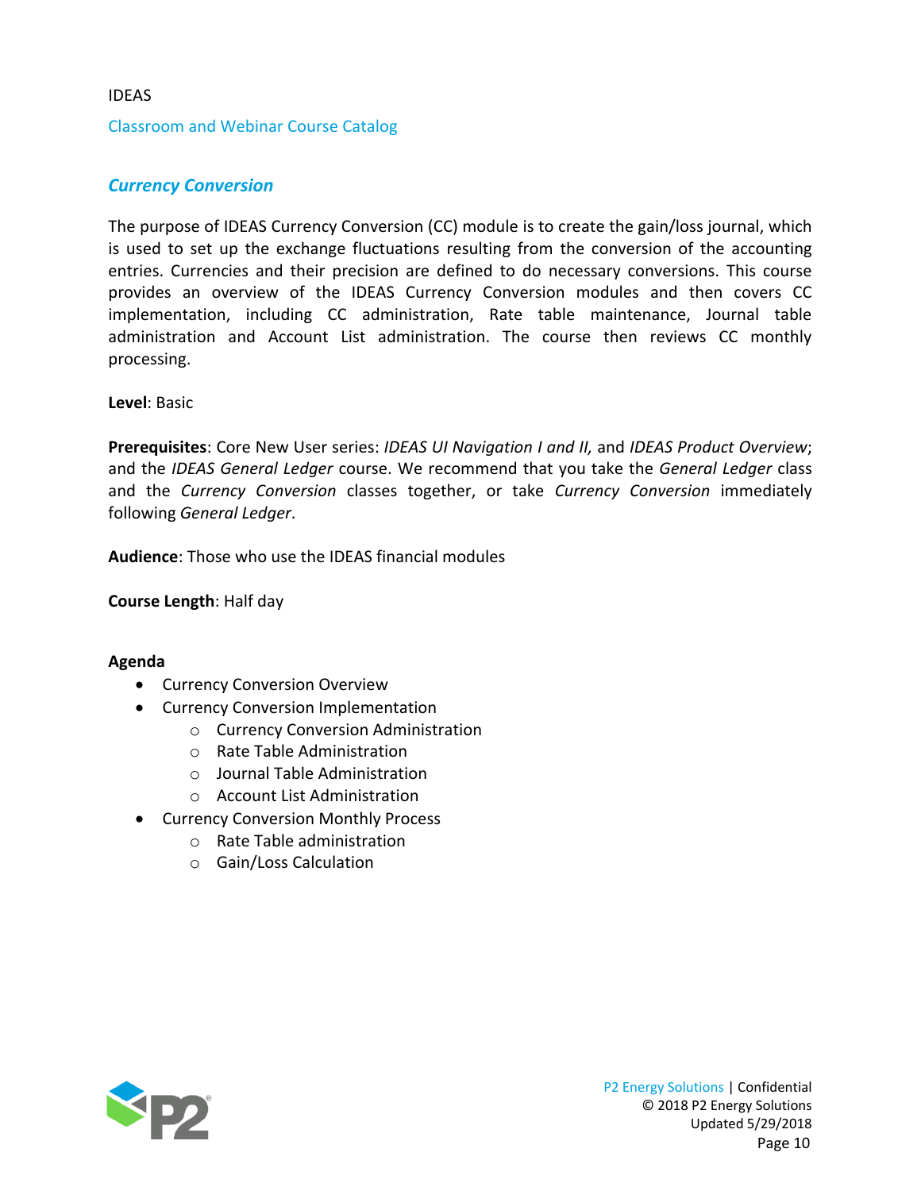## Currency Conversion

The purpose of IDEAS Currency Conversion (CC) module is to create the gain/loss journal, which is used to set up the exchange fluctuations resulting from the conversion of the accounting entries. Currencies and their precision are defined to do necessary conversions. This course provides an overview of the IDEAS Currency Conversion modules and then covers CC implementation, including CC administration, Rate table maintenance, Journal table administration and Account List administration. The course then reviews CC monthly processing.

**Level**: Basic

**Prerequisites**: Core New User series: *IDEAS UI Navigation I and II,* and *IDEAS Product Overview*; and the *IDEAS General Ledger* course. We recommend that you take the *General Ledger* class and the *Currency Conversion* classes together, or take *Currency Conversion* immediately following *General Ledger*.

**Audience**: Those who use the IDEAS financial modules

**Course Length**: Half day

**Agenda**

- Currency Conversion Overview
- Currency Conversion Implementation
  - Currency Conversion Administration
  - Rate Table Administration
  - Journal Table Administration
  - Account List Administration
- Currency Conversion Monthly Process
  - Rate Table administration
  - Gain/Loss Calculation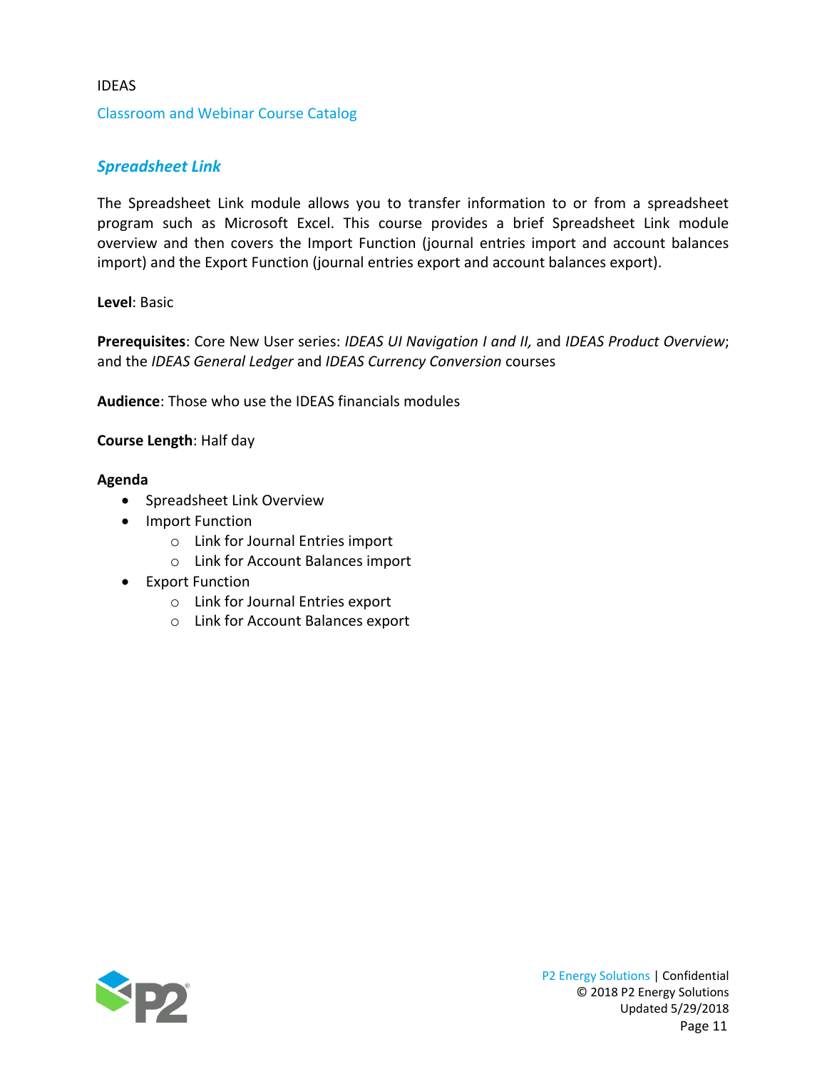## *Spreadsheet Link*

The Spreadsheet Link module allows you to transfer information to or from a spreadsheet program such as Microsoft Excel. This course provides a brief Spreadsheet Link module overview and then covers the Import Function (journal entries import and account balances import) and the Export Function (journal entries export and account balances export).

**Level**: Basic

**Prerequisites**: Core New User series: *IDEAS UI Navigation I and II,* and *IDEAS Product Overview*; and the *IDEAS General Ledger* and *IDEAS Currency Conversion* courses

**Audience**: Those who use the IDEAS financials modules

**Course Length**: Half day

**Agenda**

- Spreadsheet Link Overview
- Import Function
  - Link for Journal Entries import
  - Link for Account Balances import
- Export Function
  - Link for Journal Entries export
  - Link for Account Balances export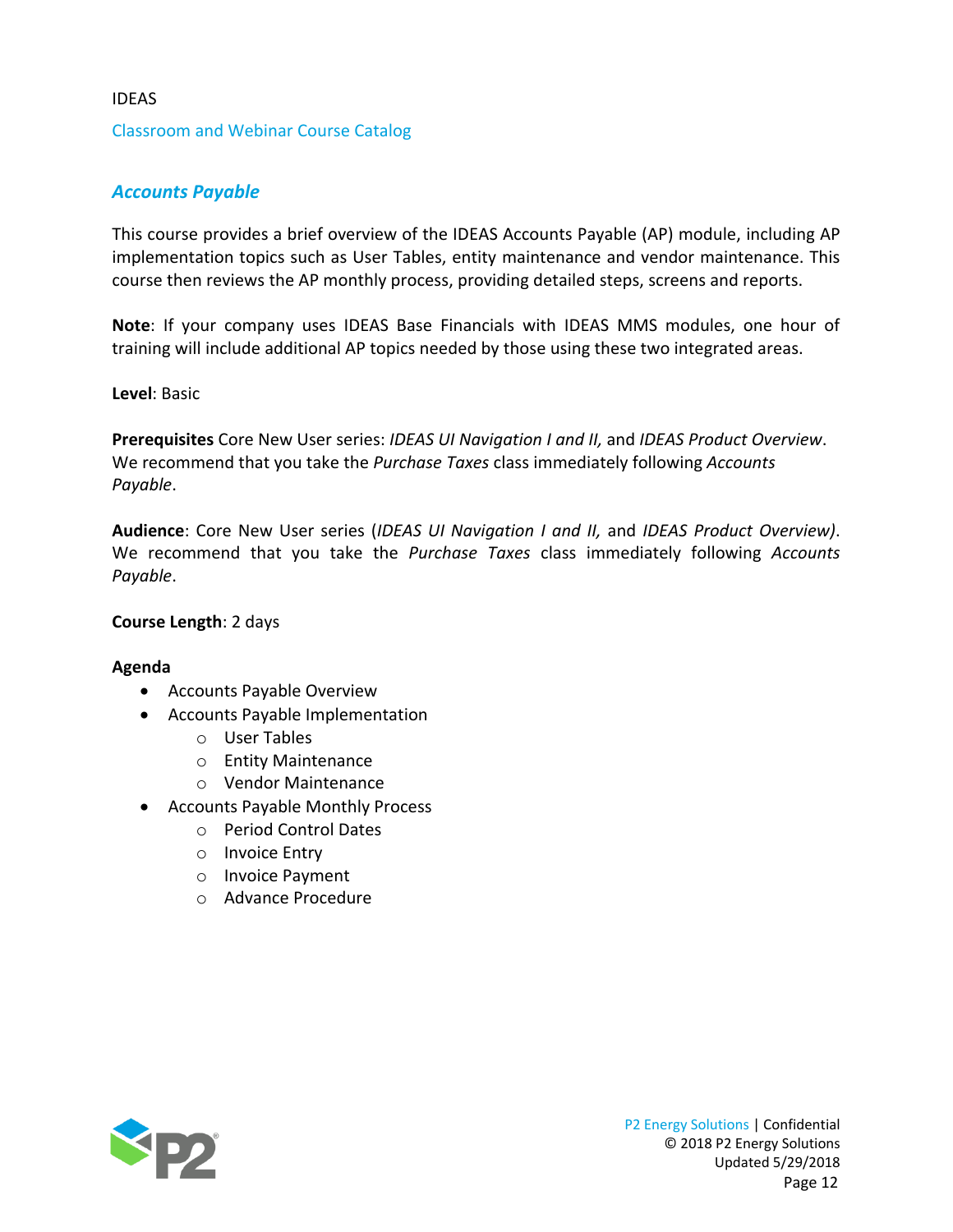## Accounts Payable

This course provides a brief overview of the IDEAS Accounts Payable (AP) module, including AP implementation topics such as User Tables, entity maintenance and vendor maintenance. This course then reviews the AP monthly process, providing detailed steps, screens and reports.

**Note**: If your company uses IDEAS Base Financials with IDEAS MMS modules, one hour of training will include additional AP topics needed by those using these two integrated areas.

**Level**: Basic

**Prerequisites** Core New User series: *IDEAS UI Navigation I and II,* and *IDEAS Product Overview*. We recommend that you take the *Purchase Taxes* class immediately following *Accounts Payable*.

**Audience**: Core New User series (*IDEAS UI Navigation I and II,* and *IDEAS Product Overview)*. We recommend that you take the *Purchase Taxes* class immediately following *Accounts Payable*.

**Course Length**: 2 days

**Agenda**

- Accounts Payable Overview
- Accounts Payable Implementation
  - User Tables
  - Entity Maintenance
  - Vendor Maintenance
- Accounts Payable Monthly Process
  - Period Control Dates
  - Invoice Entry
  - Invoice Payment
  - Advance Procedure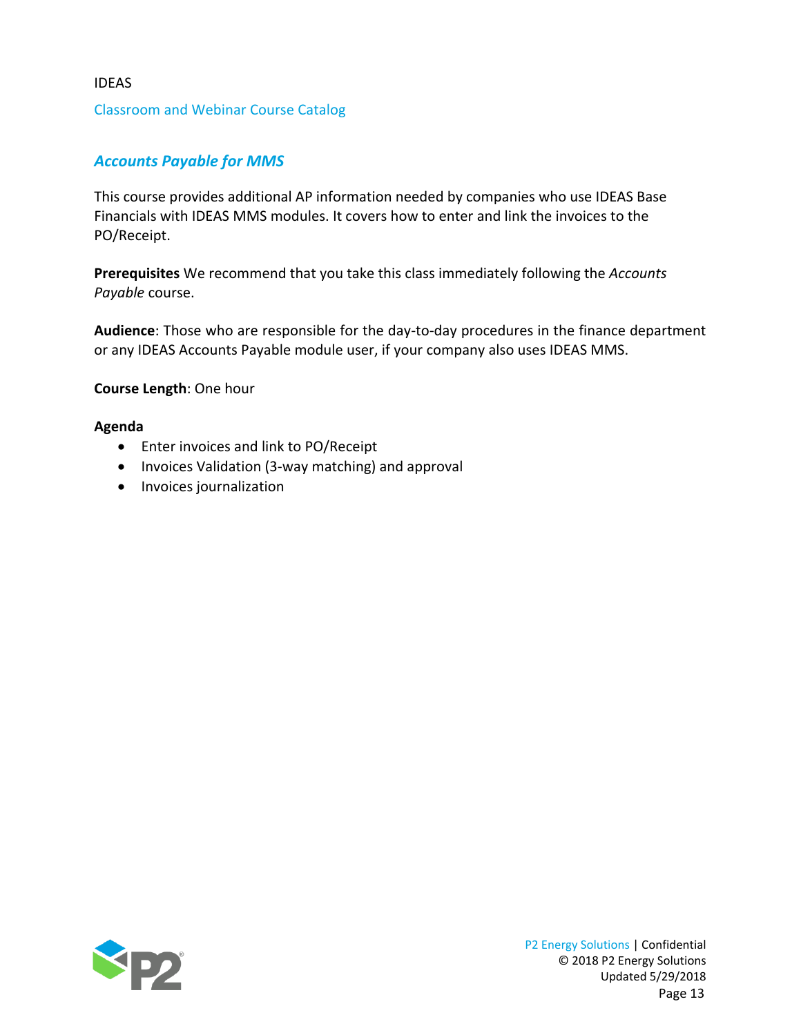## *Accounts Payable for MMS*

This course provides additional AP information needed by companies who use IDEAS Base Financials with IDEAS MMS modules. It covers how to enter and link the invoices to the PO/Receipt.

**Prerequisites** We recommend that you take this class immediately following the *Accounts Payable* course.

**Audience**: Those who are responsible for the day-to-day procedures in the finance department or any IDEAS Accounts Payable module user, if your company also uses IDEAS MMS.

**Course Length**: One hour

**Agenda**

- Enter invoices and link to PO/Receipt
- Invoices Validation (3-way matching) and approval
- Invoices journalization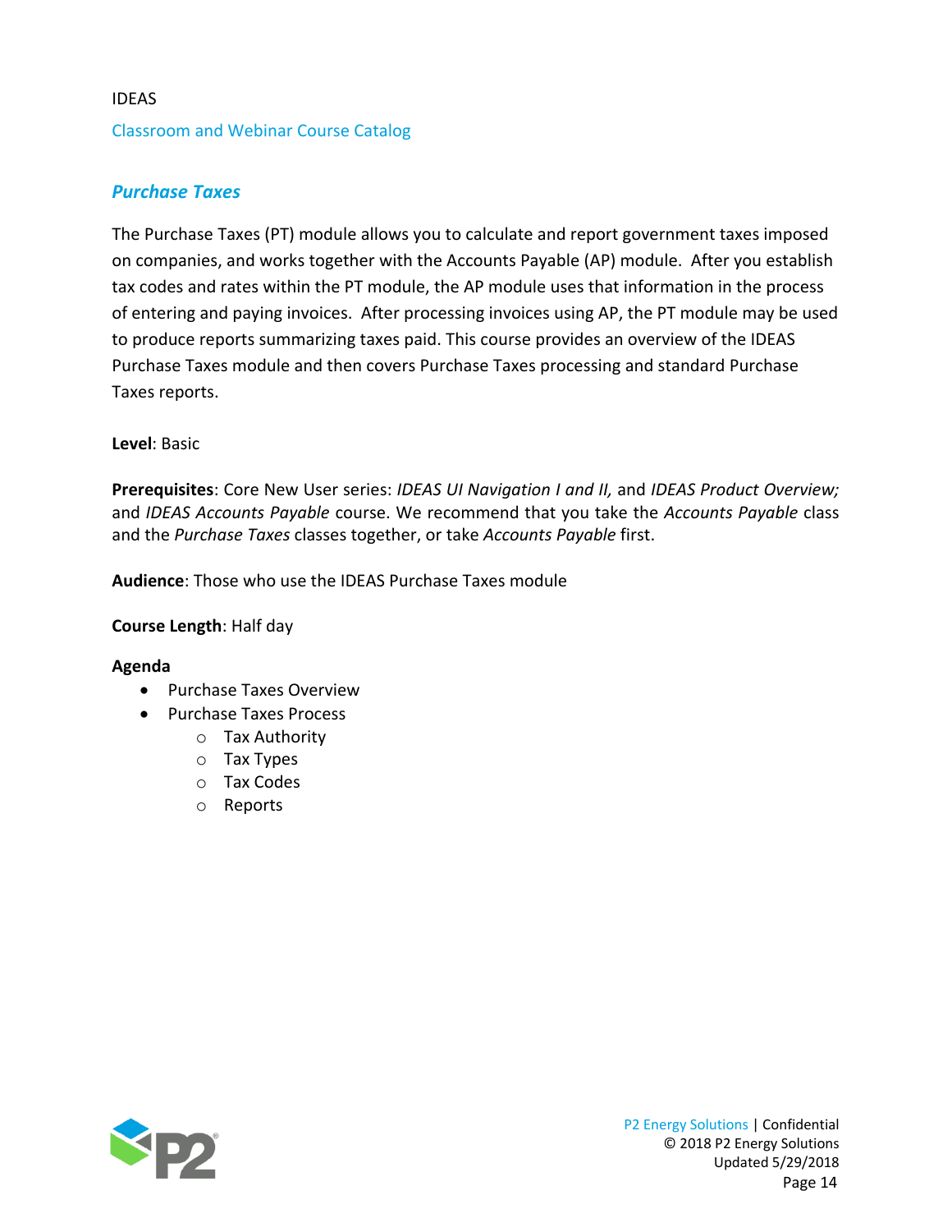## Purchase Taxes

The Purchase Taxes (PT) module allows you to calculate and report government taxes imposed on companies, and works together with the Accounts Payable (AP) module. After you establish tax codes and rates within the PT module, the AP module uses that information in the process of entering and paying invoices. After processing invoices using AP, the PT module may be used to produce reports summarizing taxes paid. This course provides an overview of the IDEAS Purchase Taxes module and then covers Purchase Taxes processing and standard Purchase Taxes reports.

**Level**: Basic

**Prerequisites**: Core New User series: *IDEAS UI Navigation I and II,* and *IDEAS Product Overview;* and *IDEAS Accounts Payable* course. We recommend that you take the *Accounts Payable* class and the *Purchase Taxes* classes together, or take *Accounts Payable* first.

**Audience**: Those who use the IDEAS Purchase Taxes module

**Course Length**: Half day

**Agenda**

- Purchase Taxes Overview
- Purchase Taxes Process
  - Tax Authority
  - Tax Types
  - Tax Codes
  - Reports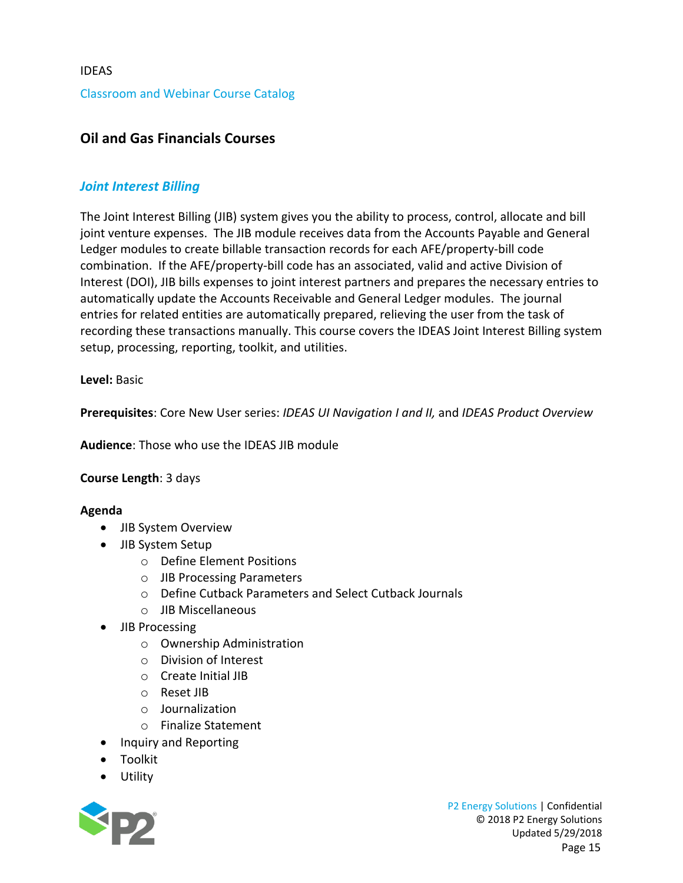## Oil and Gas Financials Courses

### *Joint Interest Billing*

The Joint Interest Billing (JIB) system gives you the ability to process, control, allocate and bill joint venture expenses. The JIB module receives data from the Accounts Payable and General Ledger modules to create billable transaction records for each AFE/property-bill code combination. If the AFE/property-bill code has an associated, valid and active Division of Interest (DOI), JIB bills expenses to joint interest partners and prepares the necessary entries to automatically update the Accounts Receivable and General Ledger modules. The journal entries for related entities are automatically prepared, relieving the user from the task of recording these transactions manually. This course covers the IDEAS Joint Interest Billing system setup, processing, reporting, toolkit, and utilities.

**Level:** Basic

**Prerequisites**: Core New User series: *IDEAS UI Navigation I and II,* and *IDEAS Product Overview*

**Audience**: Those who use the IDEAS JIB module

**Course Length**: 3 days

**Agenda**

- JIB System Overview
- JIB System Setup
  - Define Element Positions
  - JIB Processing Parameters
  - Define Cutback Parameters and Select Cutback Journals
  - JIB Miscellaneous
- JIB Processing
  - Ownership Administration
  - Division of Interest
  - Create Initial JIB
  - Reset JIB
  - Journalization
  - Finalize Statement
- Inquiry and Reporting
- Toolkit
- Utility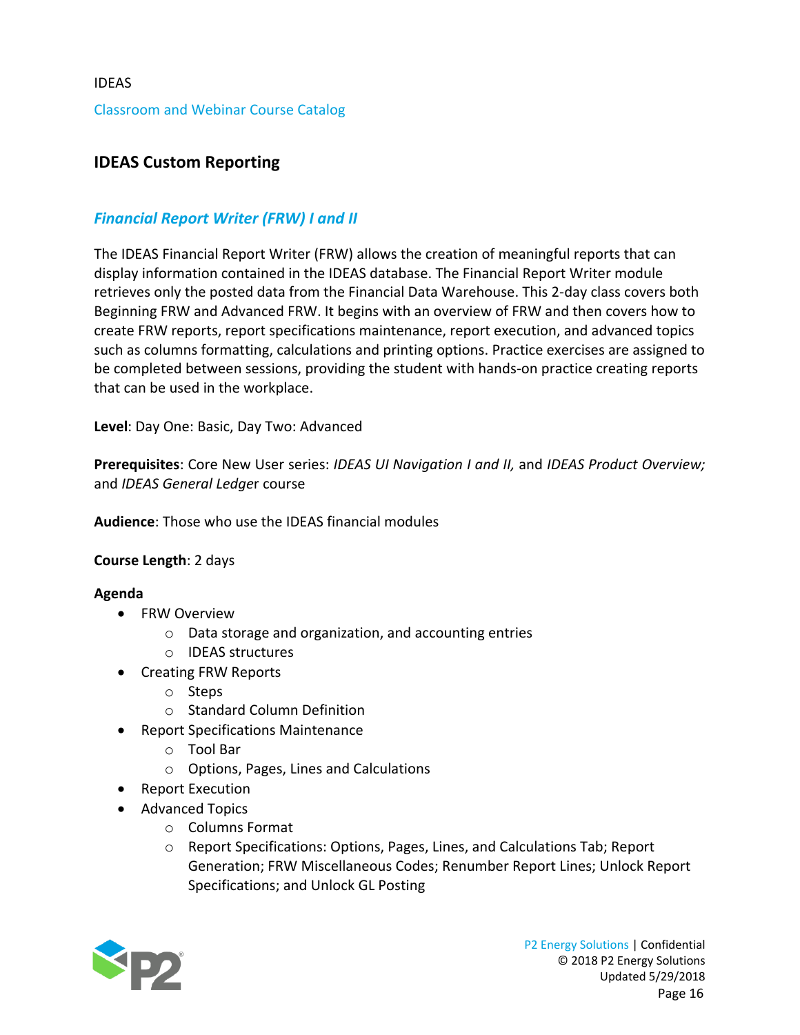## IDEAS Custom Reporting

### *Financial Report Writer (FRW) I and II*

The IDEAS Financial Report Writer (FRW) allows the creation of meaningful reports that can display information contained in the IDEAS database. The Financial Report Writer module retrieves only the posted data from the Financial Data Warehouse. This 2-day class covers both Beginning FRW and Advanced FRW. It begins with an overview of FRW and then covers how to create FRW reports, report specifications maintenance, report execution, and advanced topics such as columns formatting, calculations and printing options. Practice exercises are assigned to be completed between sessions, providing the student with hands-on practice creating reports that can be used in the workplace.

**Level**: Day One: Basic, Day Two: Advanced

**Prerequisites**: Core New User series: *IDEAS UI Navigation I and II,* and *IDEAS Product Overview;* and *IDEAS General Ledge*r course

**Audience**: Those who use the IDEAS financial modules

**Course Length**: 2 days

**Agenda**

- FRW Overview
  - Data storage and organization, and accounting entries
  - IDEAS structures
- Creating FRW Reports
  - Steps
  - Standard Column Definition
- Report Specifications Maintenance
  - Tool Bar
  - Options, Pages, Lines and Calculations
- Report Execution
- Advanced Topics
  - Columns Format
  - Report Specifications: Options, Pages, Lines, and Calculations Tab; Report Generation; FRW Miscellaneous Codes; Renumber Report Lines; Unlock Report Specifications; and Unlock GL Posting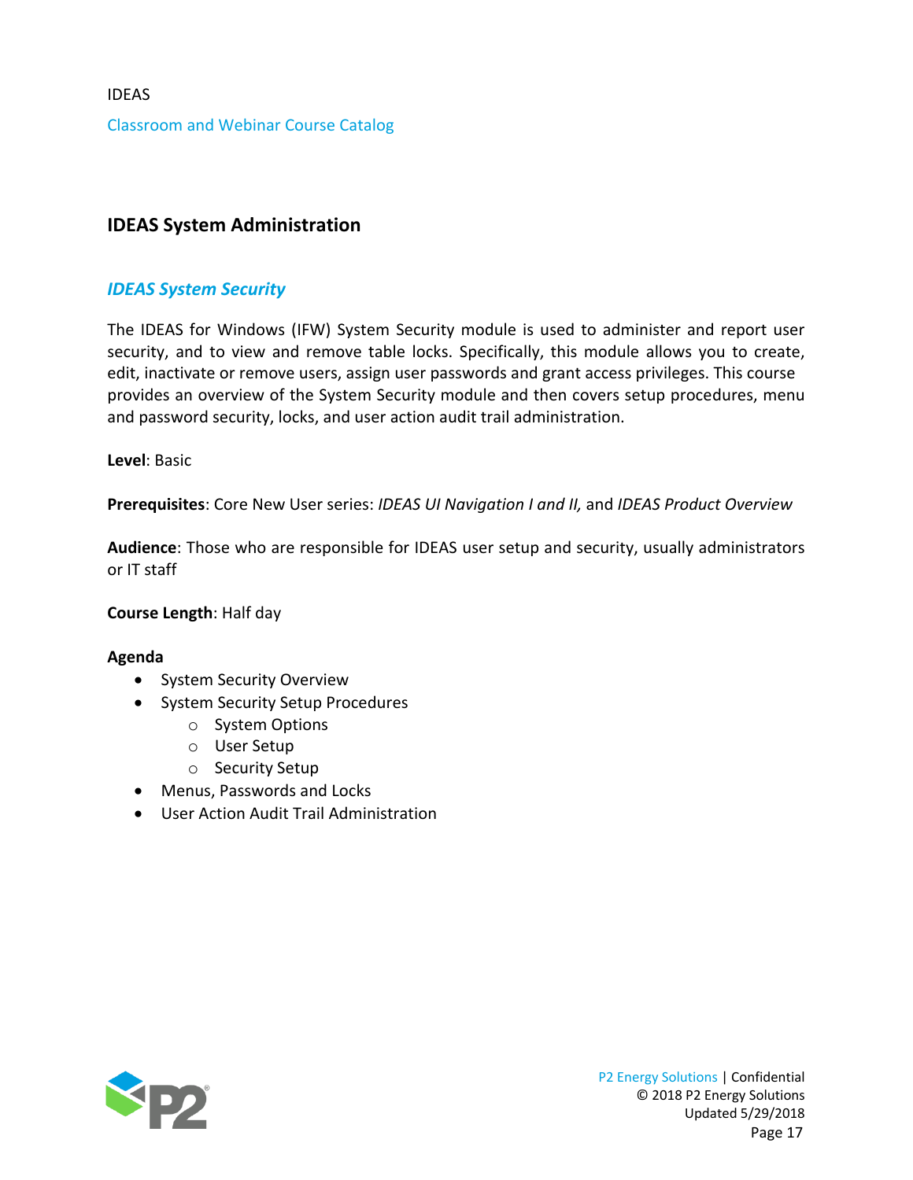## IDEAS System Administration

### *IDEAS System Security*

The IDEAS for Windows (IFW) System Security module is used to administer and report user security, and to view and remove table locks. Specifically, this module allows you to create, edit, inactivate or remove users, assign user passwords and grant access privileges. This course provides an overview of the System Security module and then covers setup procedures, menu and password security, locks, and user action audit trail administration.

**Level**: Basic

**Prerequisites**: Core New User series: *IDEAS UI Navigation I and II,* and *IDEAS Product Overview*

**Audience**: Those who are responsible for IDEAS user setup and security, usually administrators or IT staff

**Course Length**: Half day

**Agenda**

- System Security Overview
- System Security Setup Procedures
  - System Options
  - User Setup
  - Security Setup
- Menus, Passwords and Locks
- User Action Audit Trail Administration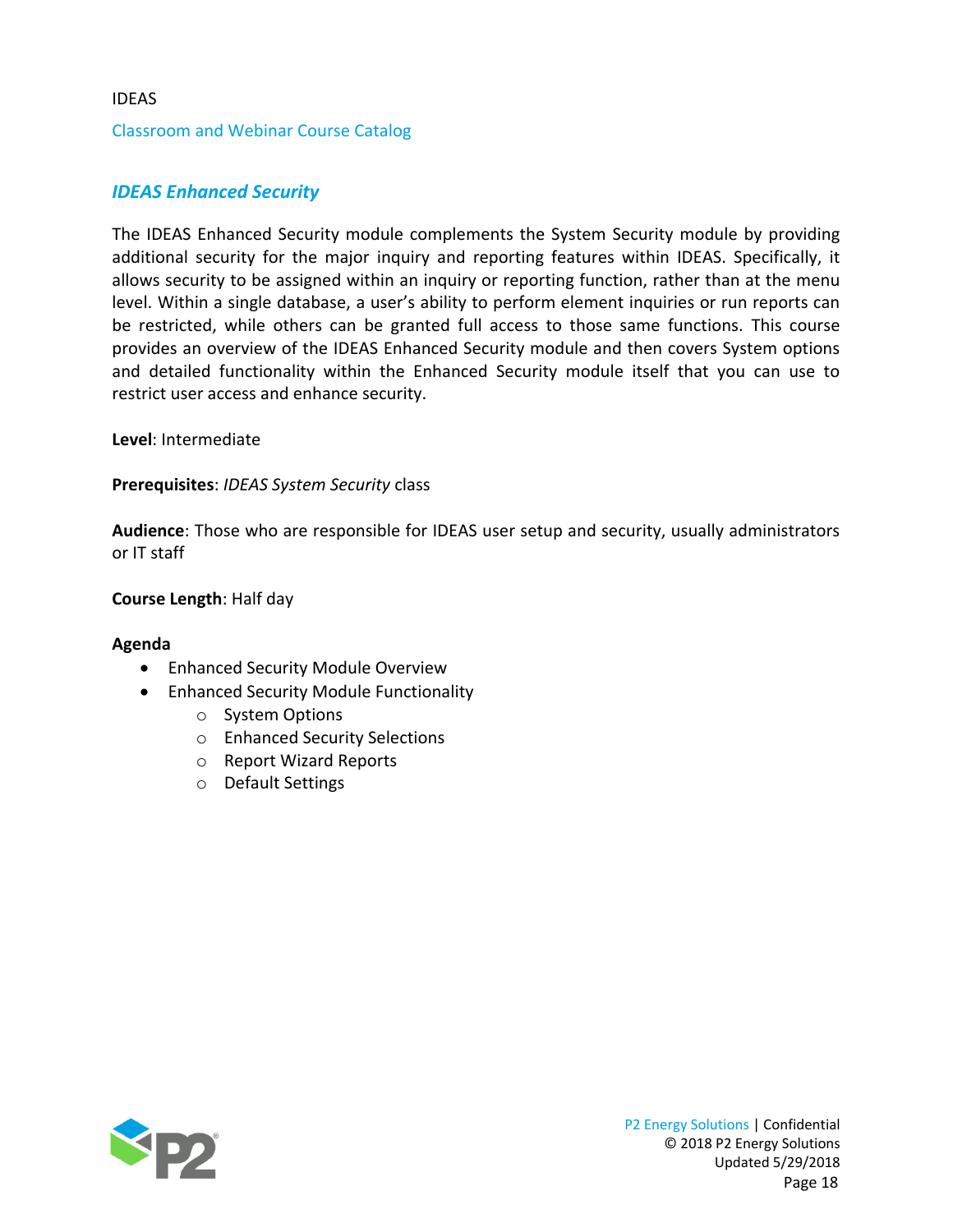## IDEAS Enhanced Security

The IDEAS Enhanced Security module complements the System Security module by providing additional security for the major inquiry and reporting features within IDEAS. Specifically, it allows security to be assigned within an inquiry or reporting function, rather than at the menu level. Within a single database, a user's ability to perform element inquiries or run reports can be restricted, while others can be granted full access to those same functions. This course provides an overview of the IDEAS Enhanced Security module and then covers System options and detailed functionality within the Enhanced Security module itself that you can use to restrict user access and enhance security.

**Level**: Intermediate

**Prerequisites**: *IDEAS System Security* class

**Audience**: Those who are responsible for IDEAS user setup and security, usually administrators or IT staff

**Course Length**: Half day

**Agenda**

- Enhanced Security Module Overview
- Enhanced Security Module Functionality
  - System Options
  - Enhanced Security Selections
  - Report Wizard Reports
  - Default Settings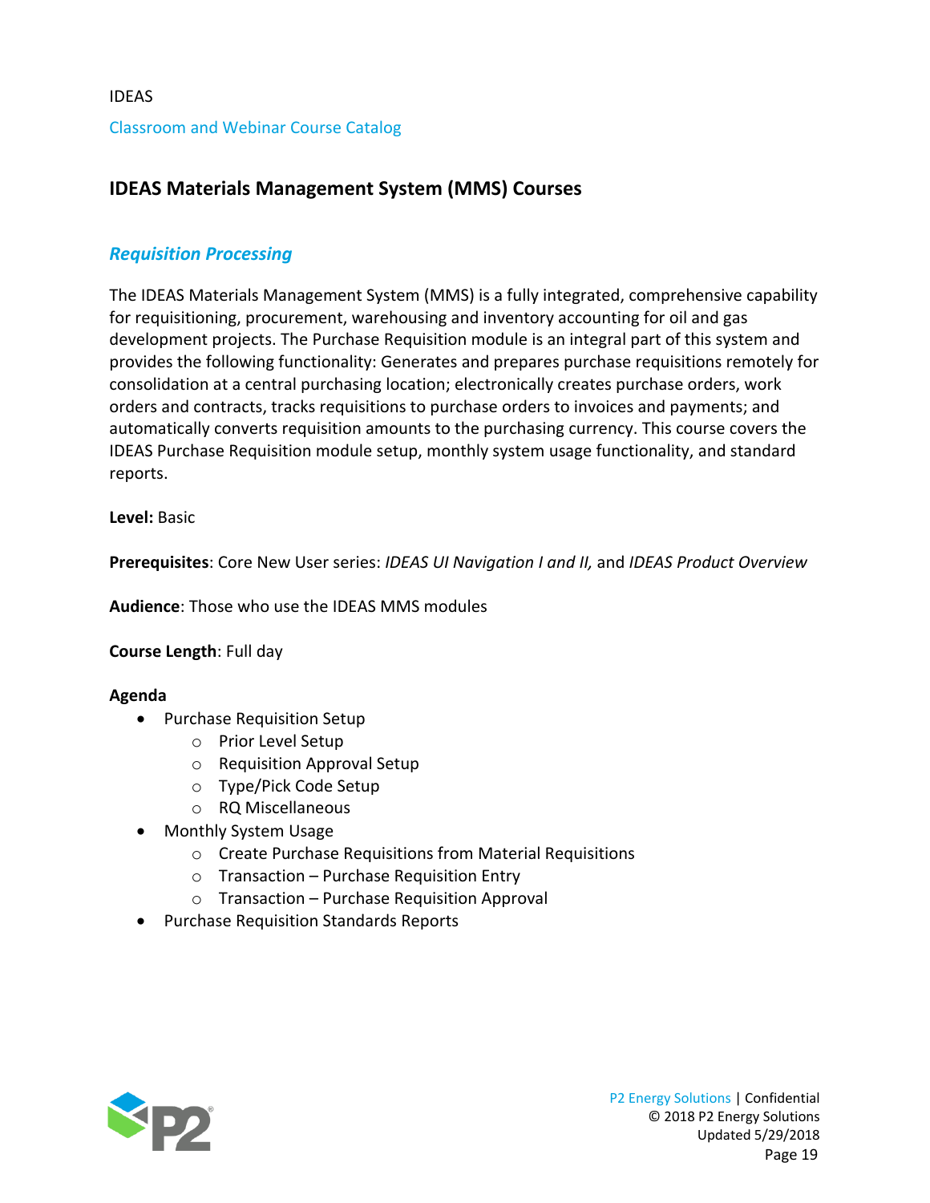## IDEAS Materials Management System (MMS) Courses

### *Requisition Processing*

The IDEAS Materials Management System (MMS) is a fully integrated, comprehensive capability for requisitioning, procurement, warehousing and inventory accounting for oil and gas development projects. The Purchase Requisition module is an integral part of this system and provides the following functionality: Generates and prepares purchase requisitions remotely for consolidation at a central purchasing location; electronically creates purchase orders, work orders and contracts, tracks requisitions to purchase orders to invoices and payments; and automatically converts requisition amounts to the purchasing currency. This course covers the IDEAS Purchase Requisition module setup, monthly system usage functionality, and standard reports.

**Level:** Basic

**Prerequisites**: Core New User series: *IDEAS UI Navigation I and II,* and *IDEAS Product Overview*

**Audience**: Those who use the IDEAS MMS modules

**Course Length**: Full day

**Agenda**

- Purchase Requisition Setup
  - Prior Level Setup
  - Requisition Approval Setup
  - Type/Pick Code Setup
  - RQ Miscellaneous
- Monthly System Usage
  - Create Purchase Requisitions from Material Requisitions
  - Transaction – Purchase Requisition Entry
  - Transaction – Purchase Requisition Approval
- Purchase Requisition Standards Reports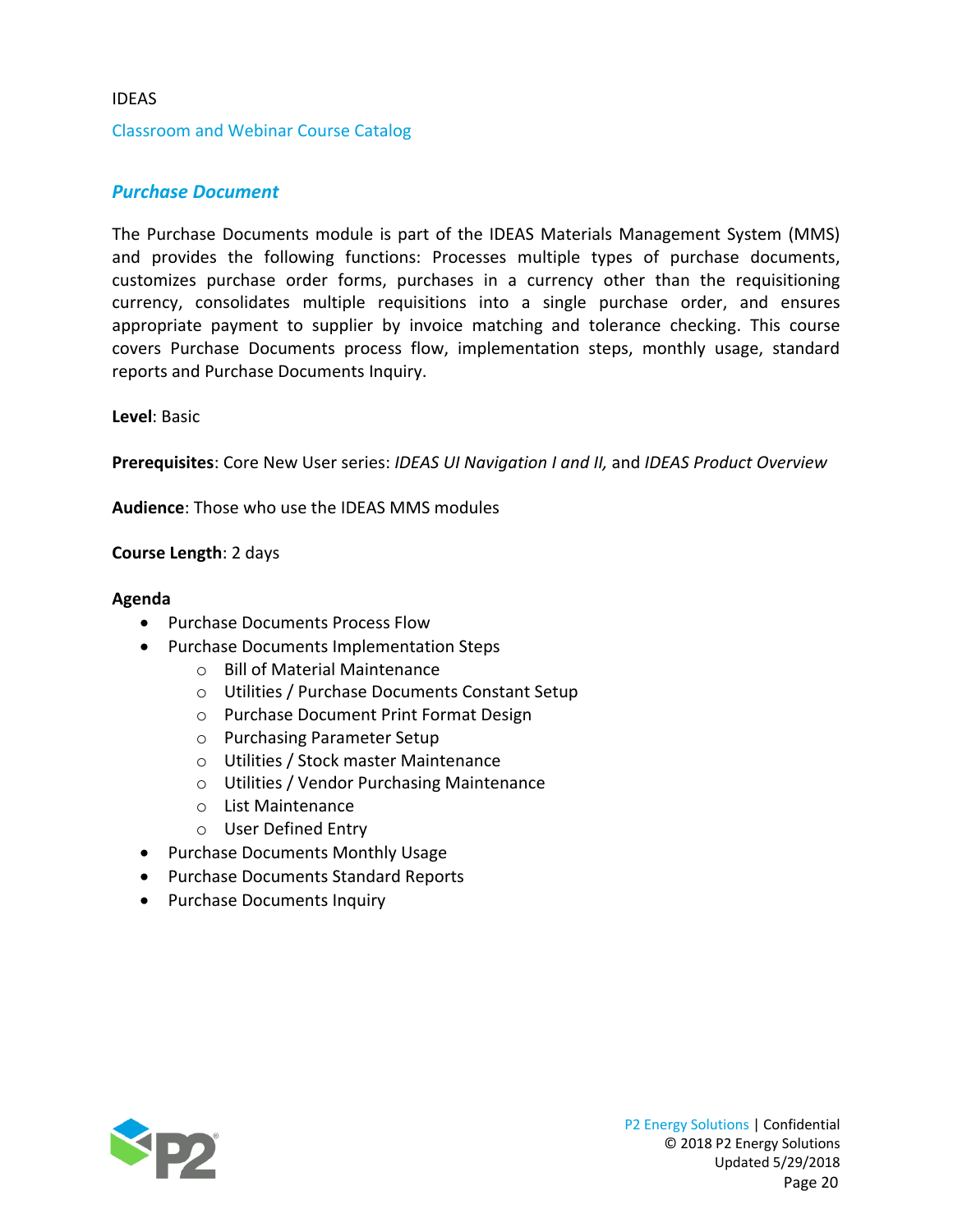## Purchase Document

The Purchase Documents module is part of the IDEAS Materials Management System (MMS) and provides the following functions: Processes multiple types of purchase documents, customizes purchase order forms, purchases in a currency other than the requisitioning currency, consolidates multiple requisitions into a single purchase order, and ensures appropriate payment to supplier by invoice matching and tolerance checking. This course covers Purchase Documents process flow, implementation steps, monthly usage, standard reports and Purchase Documents Inquiry.

**Level**: Basic

**Prerequisites**: Core New User series: *IDEAS UI Navigation I and II,* and *IDEAS Product Overview*

**Audience**: Those who use the IDEAS MMS modules

**Course Length**: 2 days

**Agenda**

- Purchase Documents Process Flow
- Purchase Documents Implementation Steps
  - Bill of Material Maintenance
  - Utilities / Purchase Documents Constant Setup
  - Purchase Document Print Format Design
  - Purchasing Parameter Setup
  - Utilities / Stock master Maintenance
  - Utilities / Vendor Purchasing Maintenance
  - List Maintenance
  - User Defined Entry
- Purchase Documents Monthly Usage
- Purchase Documents Standard Reports
- Purchase Documents Inquiry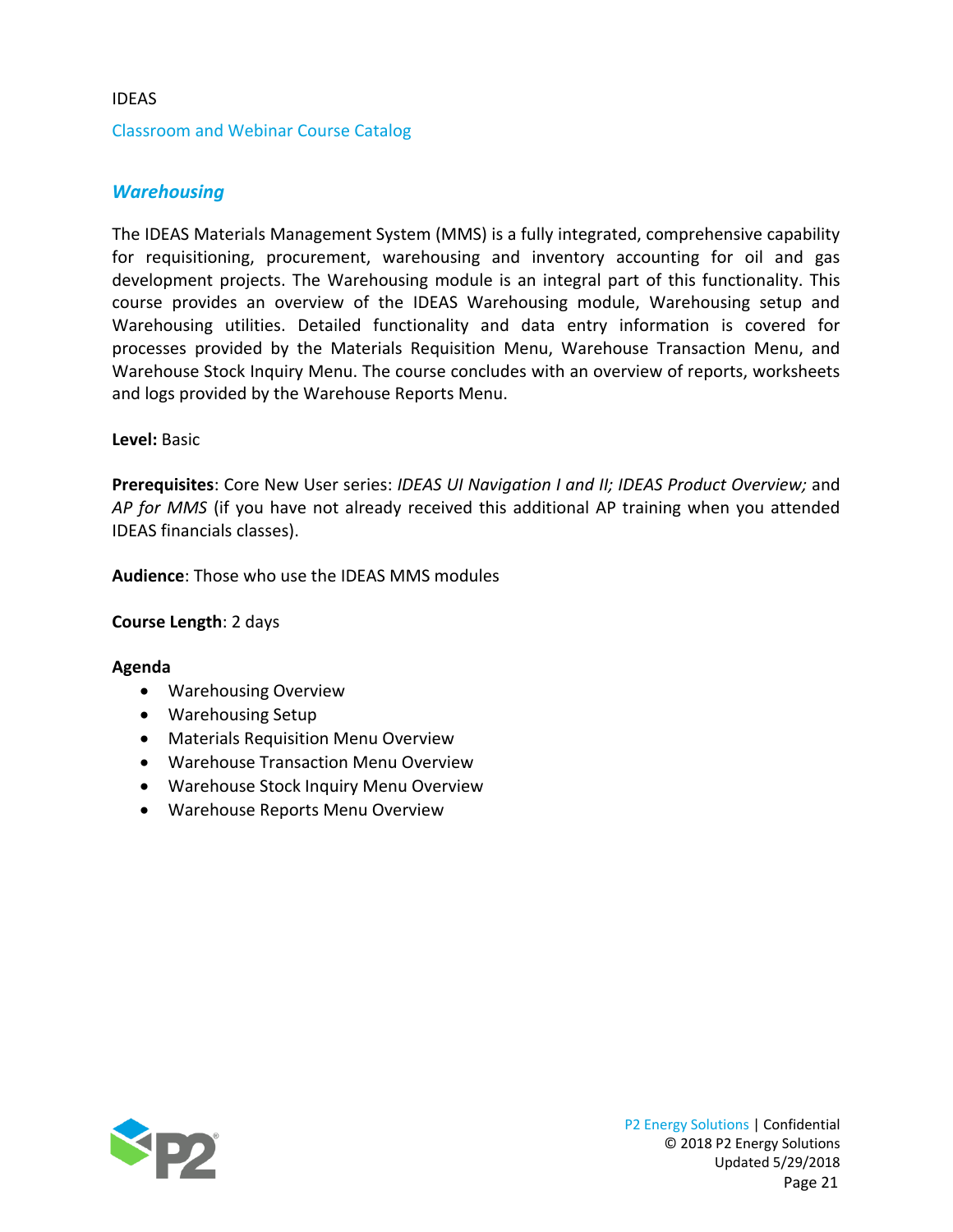## Warehousing

The IDEAS Materials Management System (MMS) is a fully integrated, comprehensive capability for requisitioning, procurement, warehousing and inventory accounting for oil and gas development projects. The Warehousing module is an integral part of this functionality. This course provides an overview of the IDEAS Warehousing module, Warehousing setup and Warehousing utilities. Detailed functionality and data entry information is covered for processes provided by the Materials Requisition Menu, Warehouse Transaction Menu, and Warehouse Stock Inquiry Menu. The course concludes with an overview of reports, worksheets and logs provided by the Warehouse Reports Menu.

**Level:** Basic

**Prerequisites**: Core New User series: *IDEAS UI Navigation I and II; IDEAS Product Overview;* and *AP for MMS* (if you have not already received this additional AP training when you attended IDEAS financials classes).

**Audience**: Those who use the IDEAS MMS modules

**Course Length**: 2 days

**Agenda**

- Warehousing Overview
- Warehousing Setup
- Materials Requisition Menu Overview
- Warehouse Transaction Menu Overview
- Warehouse Stock Inquiry Menu Overview
- Warehouse Reports Menu Overview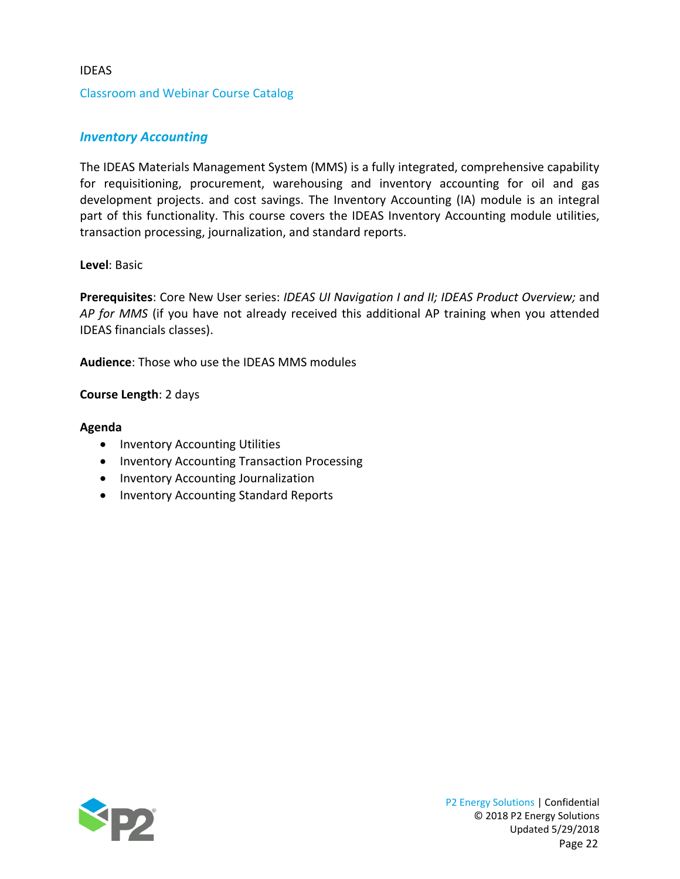## Inventory Accounting

The IDEAS Materials Management System (MMS) is a fully integrated, comprehensive capability for requisitioning, procurement, warehousing and inventory accounting for oil and gas development projects. and cost savings. The Inventory Accounting (IA) module is an integral part of this functionality. This course covers the IDEAS Inventory Accounting module utilities, transaction processing, journalization, and standard reports.

**Level**: Basic

**Prerequisites**: Core New User series: *IDEAS UI Navigation I and II; IDEAS Product Overview;* and *AP for MMS* (if you have not already received this additional AP training when you attended IDEAS financials classes).

**Audience**: Those who use the IDEAS MMS modules

**Course Length**: 2 days

**Agenda**

- Inventory Accounting Utilities
- Inventory Accounting Transaction Processing
- Inventory Accounting Journalization
- Inventory Accounting Standard Reports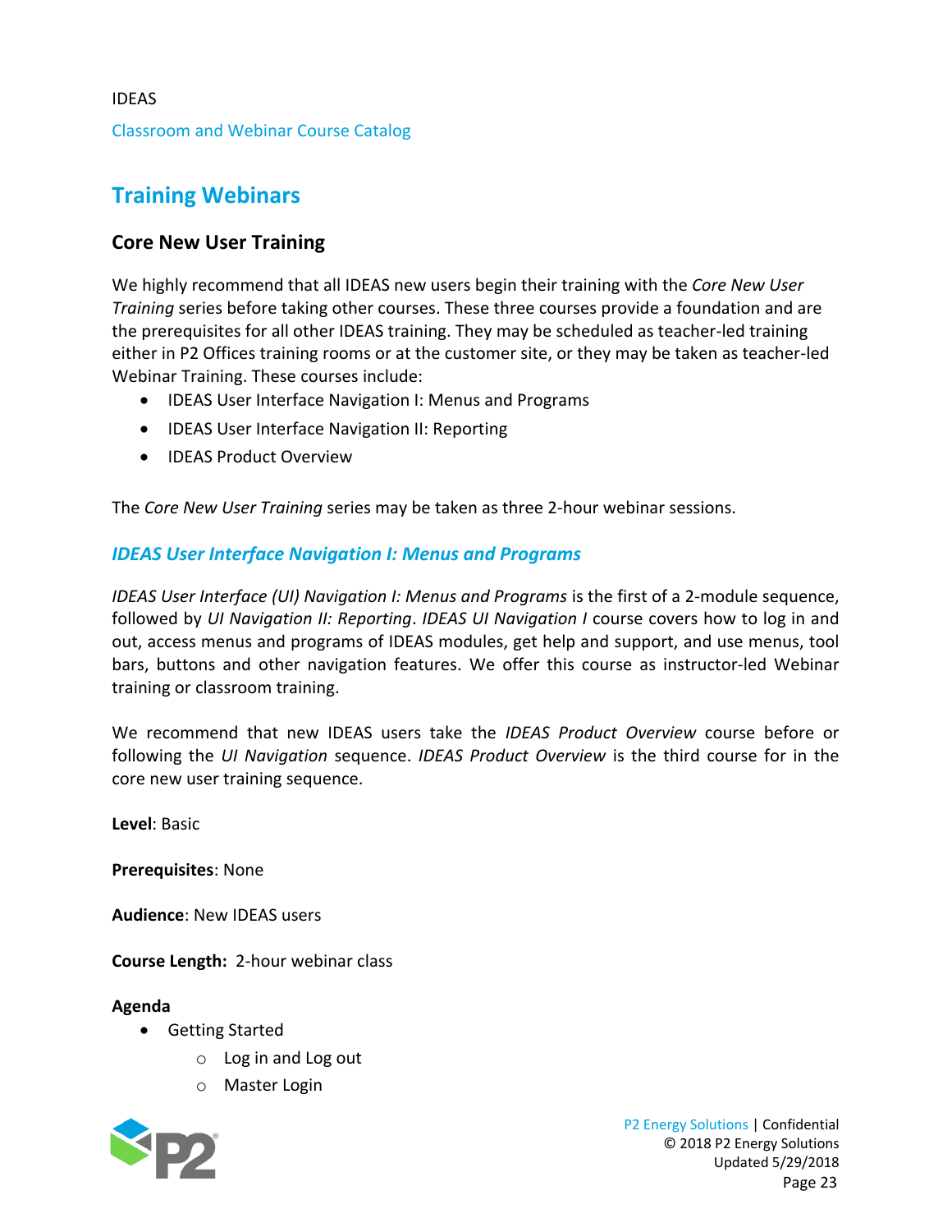# Training Webinars

## Core New User Training

We highly recommend that all IDEAS new users begin their training with the *Core New User Training* series before taking other courses. These three courses provide a foundation and are the prerequisites for all other IDEAS training. They may be scheduled as teacher-led training either in P2 Offices training rooms or at the customer site, or they may be taken as teacher-led Webinar Training. These courses include:

- IDEAS User Interface Navigation I: Menus and Programs
- IDEAS User Interface Navigation II: Reporting
- IDEAS Product Overview

The *Core New User Training* series may be taken as three 2-hour webinar sessions.

### *IDEAS User Interface Navigation I: Menus and Programs*

*IDEAS User Interface (UI) Navigation I: Menus and Programs* is the first of a 2-module sequence, followed by *UI Navigation II: Reporting*. *IDEAS UI Navigation I* course covers how to log in and out, access menus and programs of IDEAS modules, get help and support, and use menus, tool bars, buttons and other navigation features. We offer this course as instructor-led Webinar training or classroom training.

We recommend that new IDEAS users take the *IDEAS Product Overview* course before or following the *UI Navigation* sequence. *IDEAS Product Overview* is the third course for in the core new user training sequence.

**Level**: Basic

**Prerequisites**: None

**Audience**: New IDEAS users

**Course Length:** 2-hour webinar class

**Agenda**

- Getting Started
  - Log in and Log out
  - Master Login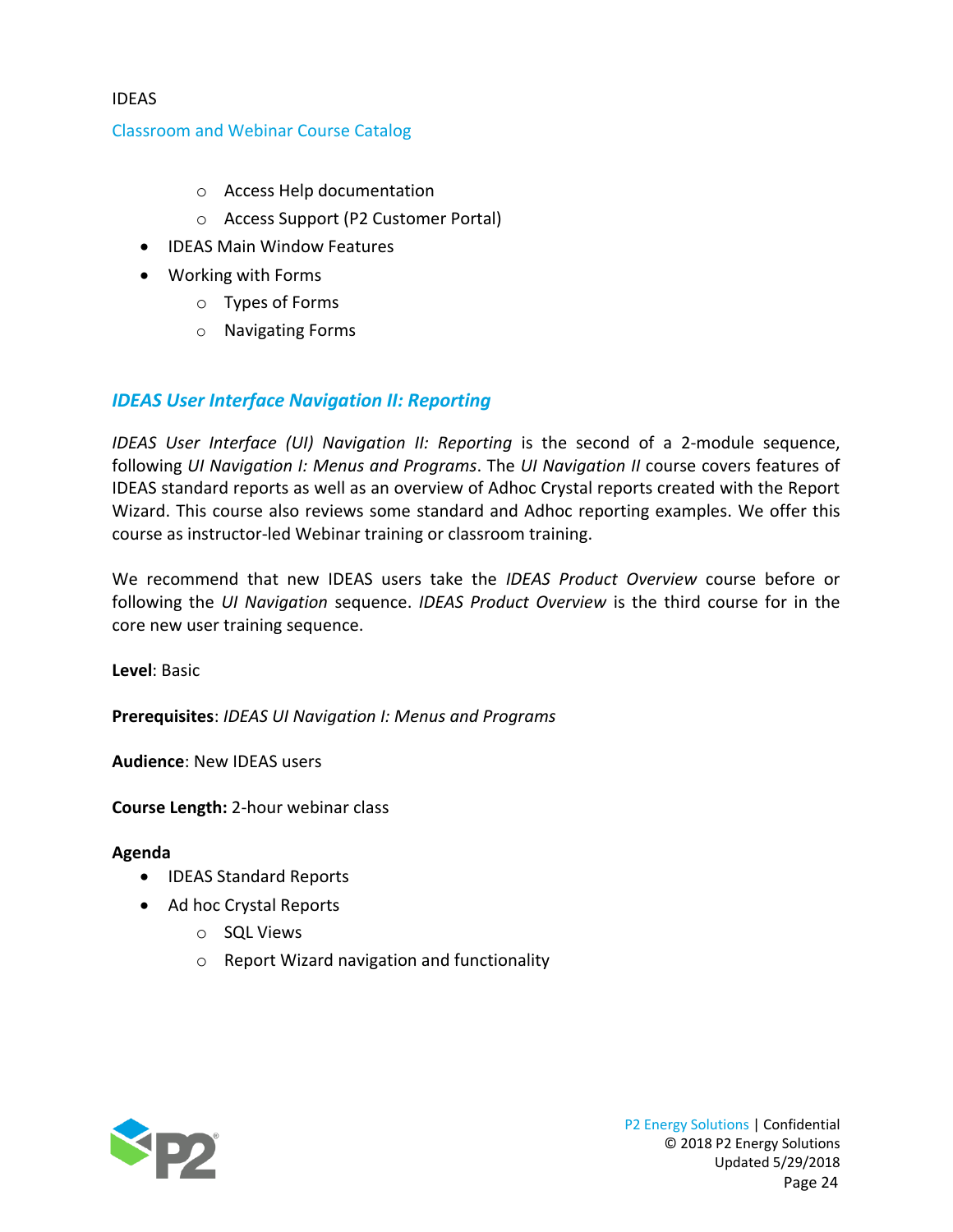- Access Help documentation
- Access Support (P2 Customer Portal)
- IDEAS Main Window Features
- Working with Forms
  - Types of Forms
  - Navigating Forms

## *IDEAS User Interface Navigation II: Reporting*

*IDEAS User Interface (UI) Navigation II: Reporting* is the second of a 2-module sequence, following *UI Navigation I: Menus and Programs*. The *UI Navigation II* course covers features of IDEAS standard reports as well as an overview of Adhoc Crystal reports created with the Report Wizard. This course also reviews some standard and Adhoc reporting examples. We offer this course as instructor-led Webinar training or classroom training.

We recommend that new IDEAS users take the *IDEAS Product Overview* course before or following the *UI Navigation* sequence. *IDEAS Product Overview* is the third course for in the core new user training sequence.

**Level**: Basic

**Prerequisites**: *IDEAS UI Navigation I: Menus and Programs*

**Audience**: New IDEAS users

**Course Length:** 2-hour webinar class

**Agenda**

- IDEAS Standard Reports
- Ad hoc Crystal Reports
  - SQL Views
  - Report Wizard navigation and functionality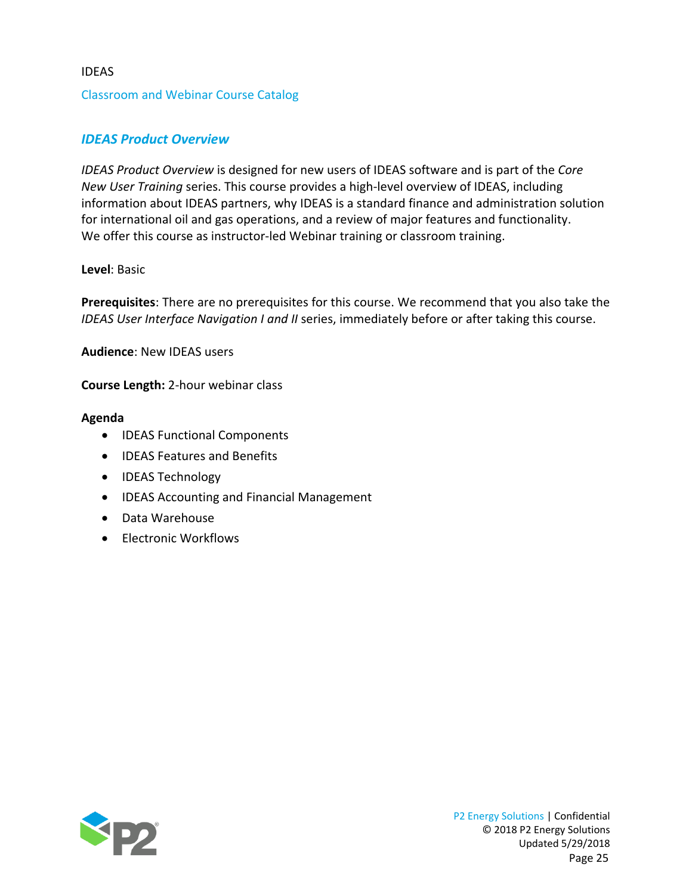## *IDEAS Product Overview*

*IDEAS Product Overview* is designed for new users of IDEAS software and is part of the *Core New User Training* series. This course provides a high-level overview of IDEAS, including information about IDEAS partners, why IDEAS is a standard finance and administration solution for international oil and gas operations, and a review of major features and functionality. We offer this course as instructor-led Webinar training or classroom training.

**Level**: Basic

**Prerequisites**: There are no prerequisites for this course. We recommend that you also take the *IDEAS User Interface Navigation I and II* series, immediately before or after taking this course.

**Audience**: New IDEAS users

**Course Length:** 2-hour webinar class

**Agenda**

- IDEAS Functional Components
- IDEAS Features and Benefits
- IDEAS Technology
- IDEAS Accounting and Financial Management
- Data Warehouse
- Electronic Workflows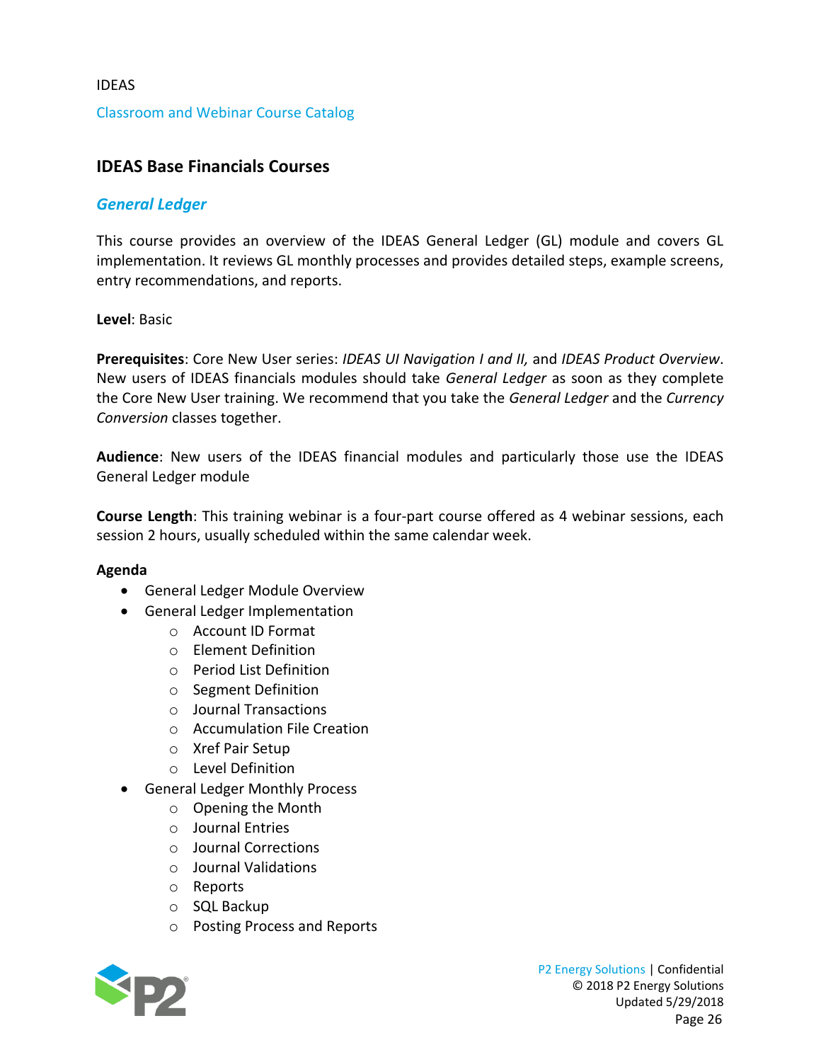## IDEAS Base Financials Courses

### *General Ledger*

This course provides an overview of the IDEAS General Ledger (GL) module and covers GL implementation. It reviews GL monthly processes and provides detailed steps, example screens, entry recommendations, and reports.

**Level**: Basic

**Prerequisites**: Core New User series: *IDEAS UI Navigation I and II,* and *IDEAS Product Overview*. New users of IDEAS financials modules should take *General Ledger* as soon as they complete the Core New User training. We recommend that you take the *General Ledger* and the *Currency Conversion* classes together.

**Audience**: New users of the IDEAS financial modules and particularly those use the IDEAS General Ledger module

**Course Length**: This training webinar is a four-part course offered as 4 webinar sessions, each session 2 hours, usually scheduled within the same calendar week.

**Agenda**

- General Ledger Module Overview
- General Ledger Implementation
  - Account ID Format
  - Element Definition
  - Period List Definition
  - Segment Definition
  - Journal Transactions
  - Accumulation File Creation
  - Xref Pair Setup
  - Level Definition
- General Ledger Monthly Process
  - Opening the Month
  - Journal Entries
  - Journal Corrections
  - Journal Validations
  - Reports
  - SQL Backup
  - Posting Process and Reports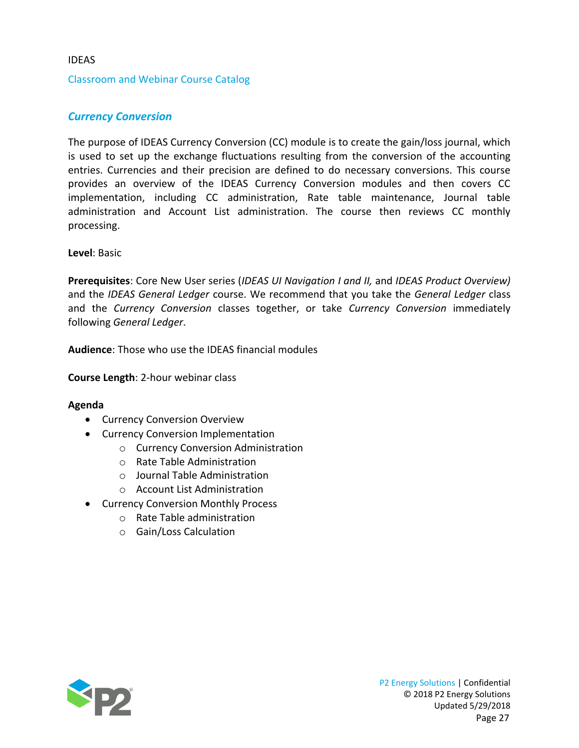## Currency Conversion

The purpose of IDEAS Currency Conversion (CC) module is to create the gain/loss journal, which is used to set up the exchange fluctuations resulting from the conversion of the accounting entries. Currencies and their precision are defined to do necessary conversions. This course provides an overview of the IDEAS Currency Conversion modules and then covers CC implementation, including CC administration, Rate table maintenance, Journal table administration and Account List administration. The course then reviews CC monthly processing.

**Level**: Basic

**Prerequisites**: Core New User series (*IDEAS UI Navigation I and II,* and *IDEAS Product Overview)* and the *IDEAS General Ledger* course. We recommend that you take the *General Ledger* class and the *Currency Conversion* classes together, or take *Currency Conversion* immediately following *General Ledger*.

**Audience**: Those who use the IDEAS financial modules

**Course Length**: 2-hour webinar class

**Agenda**

- Currency Conversion Overview
- Currency Conversion Implementation
  - Currency Conversion Administration
  - Rate Table Administration
  - Journal Table Administration
  - Account List Administration
- Currency Conversion Monthly Process
  - Rate Table administration
  - Gain/Loss Calculation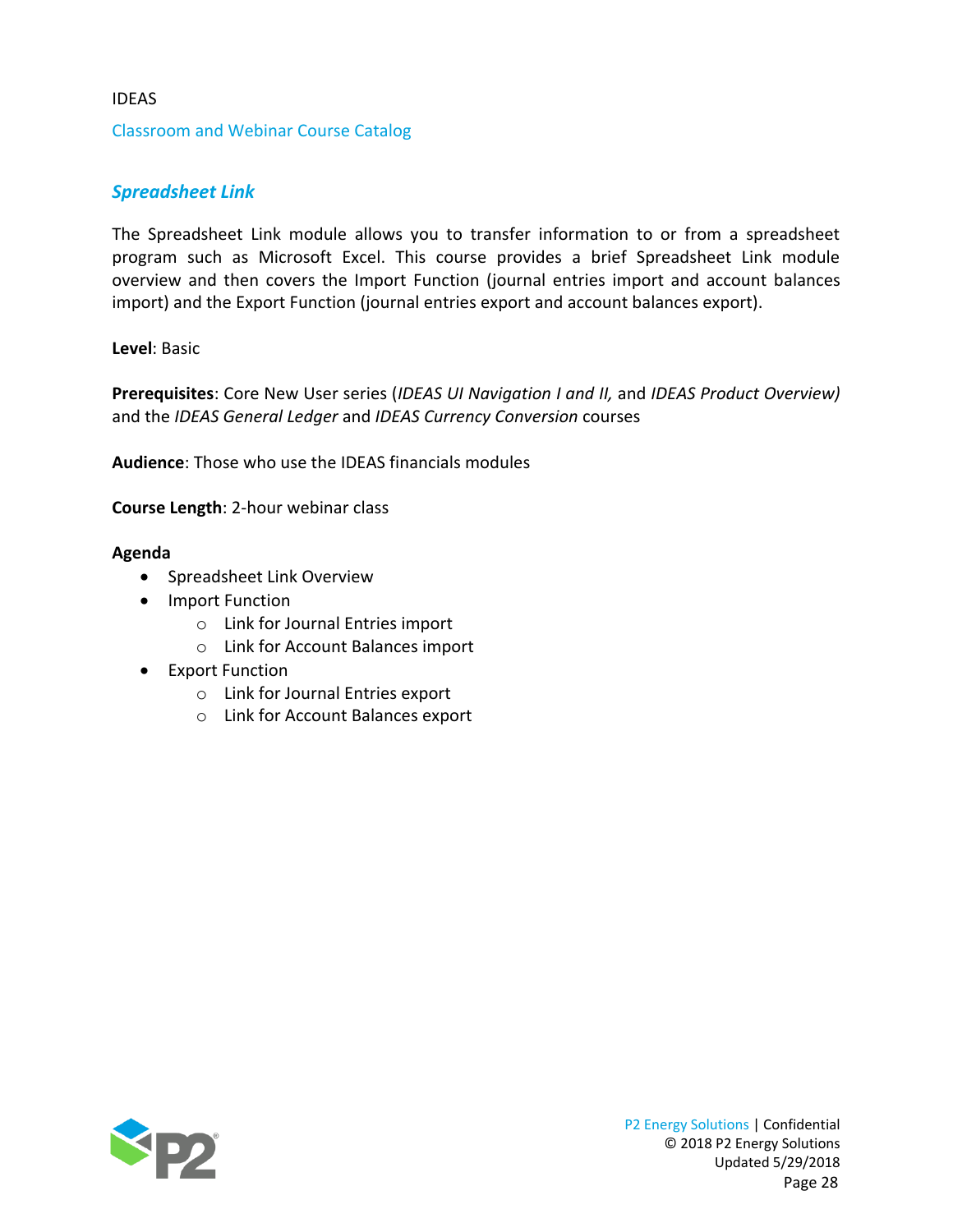## *Spreadsheet Link*

The Spreadsheet Link module allows you to transfer information to or from a spreadsheet program such as Microsoft Excel. This course provides a brief Spreadsheet Link module overview and then covers the Import Function (journal entries import and account balances import) and the Export Function (journal entries export and account balances export).

**Level**: Basic

**Prerequisites**: Core New User series (*IDEAS UI Navigation I and II,* and *IDEAS Product Overview)* and the *IDEAS General Ledger* and *IDEAS Currency Conversion* courses

**Audience**: Those who use the IDEAS financials modules

**Course Length**: 2-hour webinar class

**Agenda**

- Spreadsheet Link Overview
- Import Function
    - Link for Journal Entries import
    - Link for Account Balances import
- Export Function
    - Link for Journal Entries export
    - Link for Account Balances export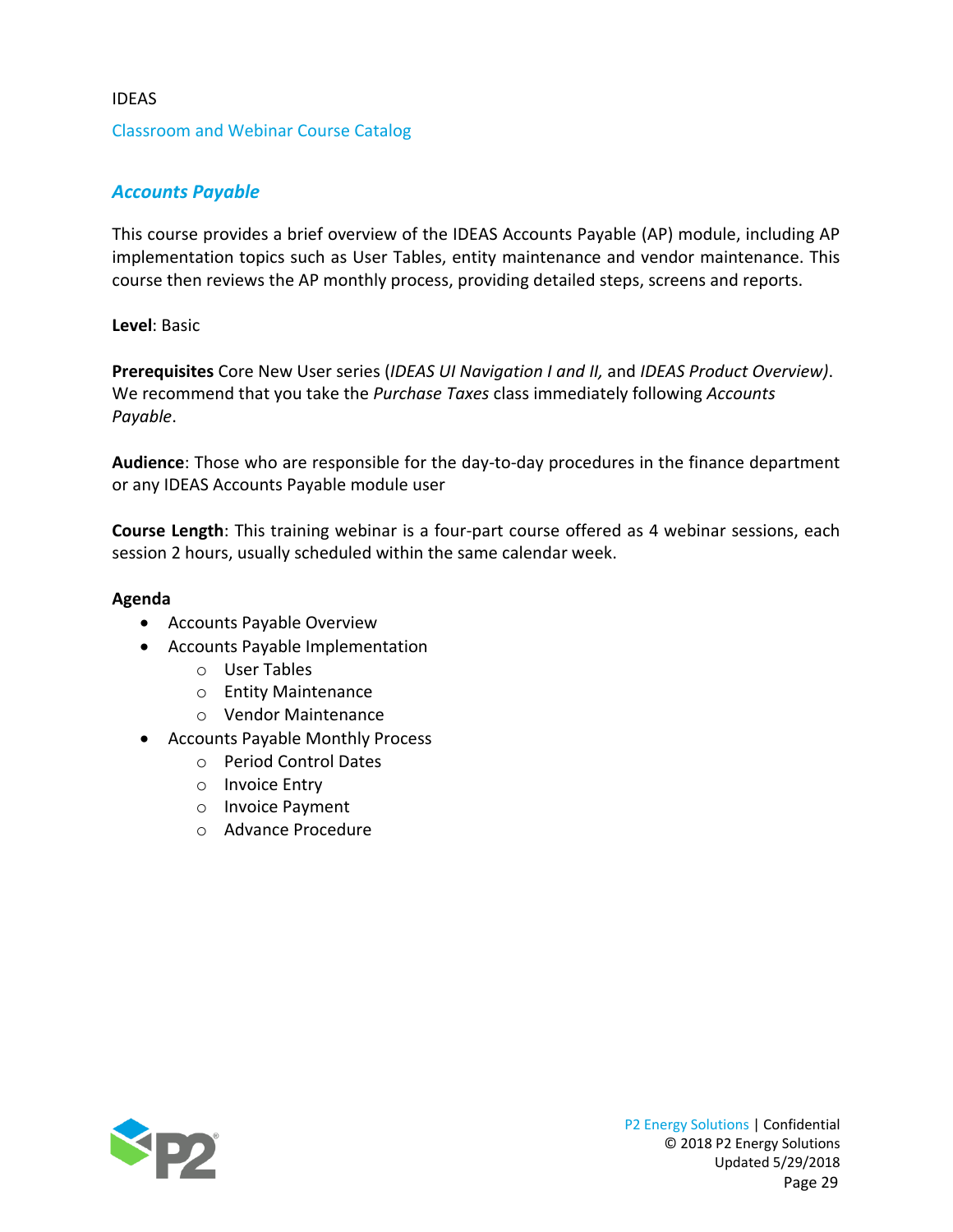## Accounts Payable

This course provides a brief overview of the IDEAS Accounts Payable (AP) module, including AP implementation topics such as User Tables, entity maintenance and vendor maintenance. This course then reviews the AP monthly process, providing detailed steps, screens and reports.

**Level**: Basic

**Prerequisites** Core New User series (*IDEAS UI Navigation I and II,* and *IDEAS Product Overview)*. We recommend that you take the *Purchase Taxes* class immediately following *Accounts Payable*.

**Audience**: Those who are responsible for the day-to-day procedures in the finance department or any IDEAS Accounts Payable module user

**Course Length**: This training webinar is a four-part course offered as 4 webinar sessions, each session 2 hours, usually scheduled within the same calendar week.

**Agenda**

- Accounts Payable Overview
- Accounts Payable Implementation
  - User Tables
  - Entity Maintenance
  - Vendor Maintenance
- Accounts Payable Monthly Process
  - Period Control Dates
  - Invoice Entry
  - Invoice Payment
  - Advance Procedure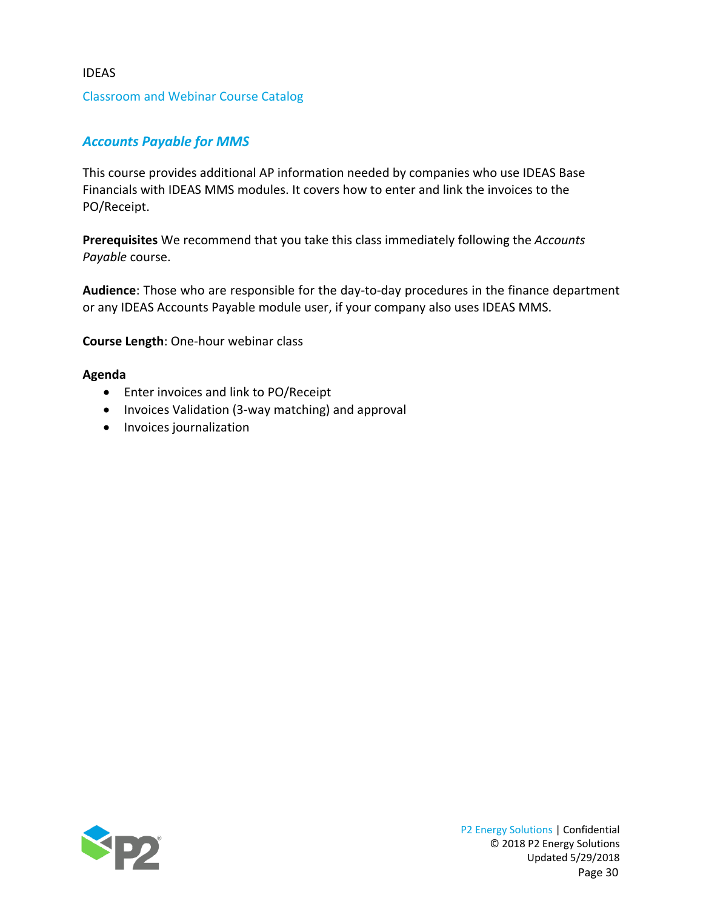## *Accounts Payable for MMS*

This course provides additional AP information needed by companies who use IDEAS Base Financials with IDEAS MMS modules. It covers how to enter and link the invoices to the PO/Receipt.

**Prerequisites** We recommend that you take this class immediately following the *Accounts Payable* course.

**Audience**: Those who are responsible for the day-to-day procedures in the finance department or any IDEAS Accounts Payable module user, if your company also uses IDEAS MMS.

**Course Length**: One-hour webinar class

**Agenda**

- Enter invoices and link to PO/Receipt
- Invoices Validation (3-way matching) and approval
- Invoices journalization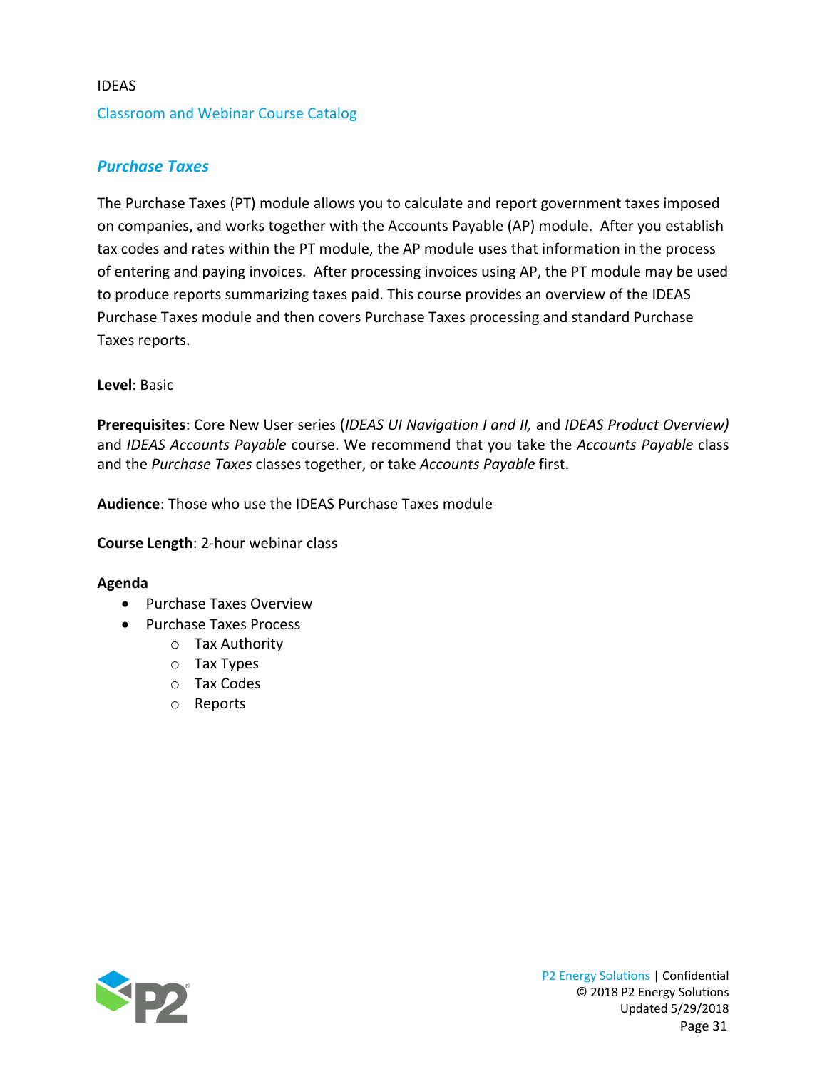## Purchase Taxes

The Purchase Taxes (PT) module allows you to calculate and report government taxes imposed on companies, and works together with the Accounts Payable (AP) module. After you establish tax codes and rates within the PT module, the AP module uses that information in the process of entering and paying invoices. After processing invoices using AP, the PT module may be used to produce reports summarizing taxes paid. This course provides an overview of the IDEAS Purchase Taxes module and then covers Purchase Taxes processing and standard Purchase Taxes reports.

**Level**: Basic

**Prerequisites**: Core New User series (*IDEAS UI Navigation I and II,* and *IDEAS Product Overview)* and *IDEAS Accounts Payable* course. We recommend that you take the *Accounts Payable* class and the *Purchase Taxes* classes together, or take *Accounts Payable* first.

**Audience**: Those who use the IDEAS Purchase Taxes module

**Course Length**: 2-hour webinar class

**Agenda**

- Purchase Taxes Overview
- Purchase Taxes Process
    - Tax Authority
    - Tax Types
    - Tax Codes
    - Reports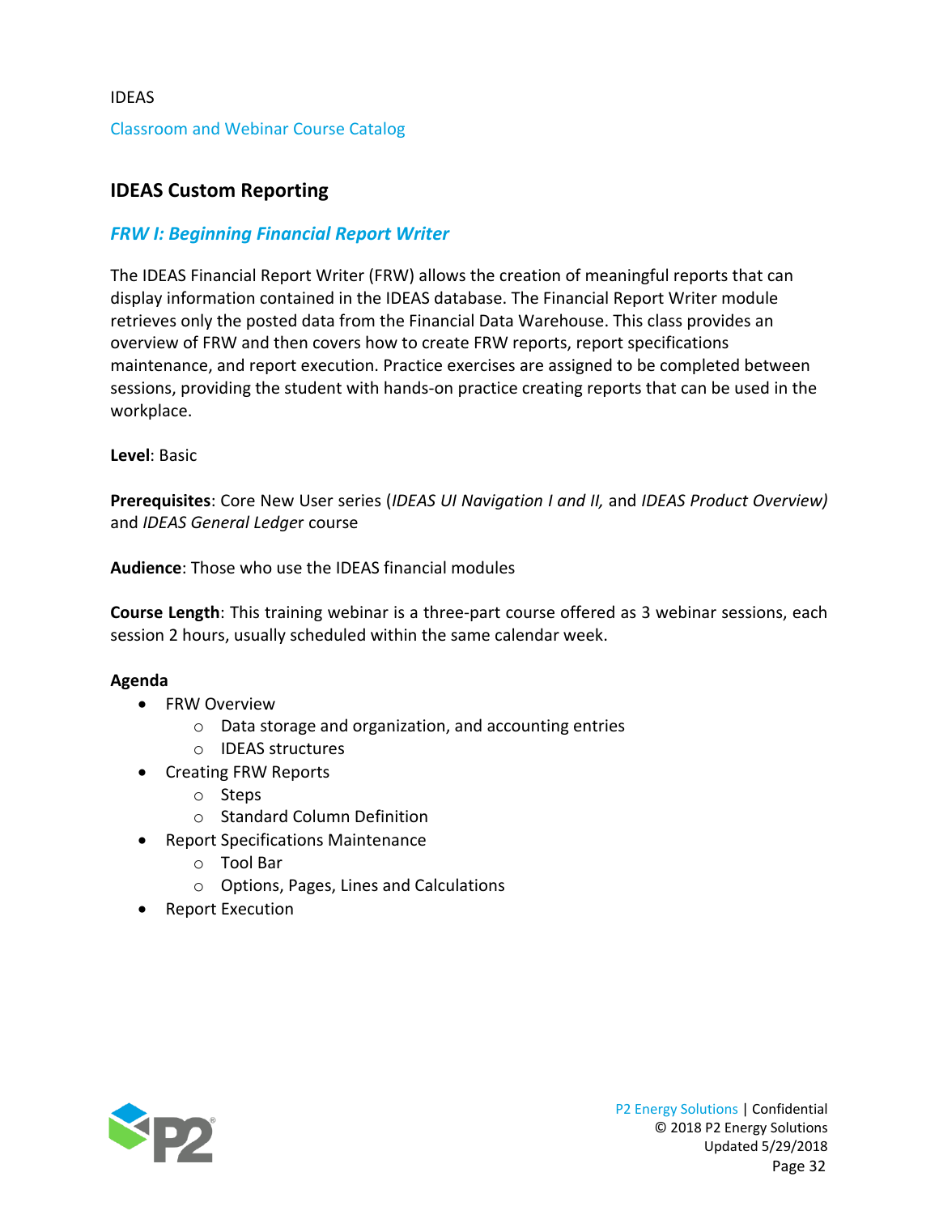## IDEAS Custom Reporting

### *FRW I: Beginning Financial Report Writer*

The IDEAS Financial Report Writer (FRW) allows the creation of meaningful reports that can display information contained in the IDEAS database. The Financial Report Writer module retrieves only the posted data from the Financial Data Warehouse. This class provides an overview of FRW and then covers how to create FRW reports, report specifications maintenance, and report execution. Practice exercises are assigned to be completed between sessions, providing the student with hands-on practice creating reports that can be used in the workplace.

**Level**: Basic

**Prerequisites**: Core New User series (*IDEAS UI Navigation I and II,* and *IDEAS Product Overview)* and *IDEAS General Ledge*r course

**Audience**: Those who use the IDEAS financial modules

**Course Length**: This training webinar is a three-part course offered as 3 webinar sessions, each session 2 hours, usually scheduled within the same calendar week.

**Agenda**

- FRW Overview
  - Data storage and organization, and accounting entries
  - IDEAS structures
- Creating FRW Reports
  - Steps
  - Standard Column Definition
- Report Specifications Maintenance
  - Tool Bar
  - Options, Pages, Lines and Calculations
- Report Execution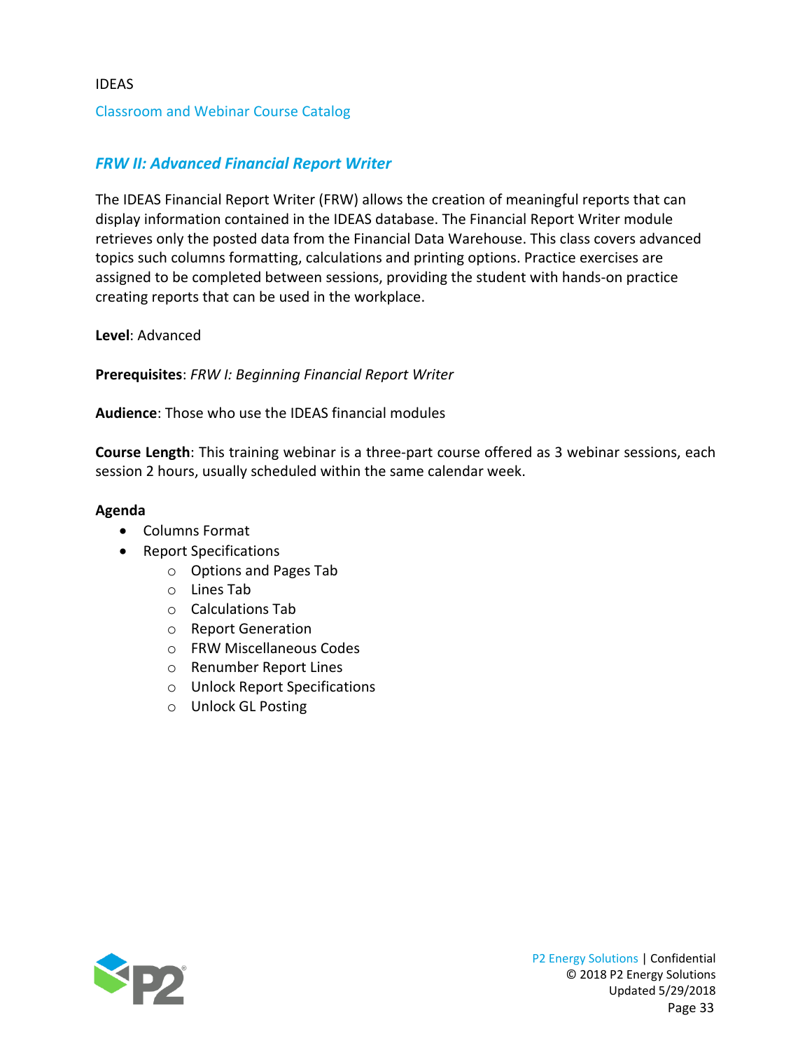## FRW II: Advanced Financial Report Writer

The IDEAS Financial Report Writer (FRW) allows the creation of meaningful reports that can display information contained in the IDEAS database. The Financial Report Writer module retrieves only the posted data from the Financial Data Warehouse. This class covers advanced topics such columns formatting, calculations and printing options. Practice exercises are assigned to be completed between sessions, providing the student with hands-on practice creating reports that can be used in the workplace.

**Level**: Advanced

**Prerequisites**: *FRW I: Beginning Financial Report Writer*

**Audience**: Those who use the IDEAS financial modules

**Course Length**: This training webinar is a three-part course offered as 3 webinar sessions, each session 2 hours, usually scheduled within the same calendar week.

**Agenda**

- Columns Format
- Report Specifications
    - Options and Pages Tab
    - Lines Tab
    - Calculations Tab
    - Report Generation
    - FRW Miscellaneous Codes
    - Renumber Report Lines
    - Unlock Report Specifications
    - Unlock GL Posting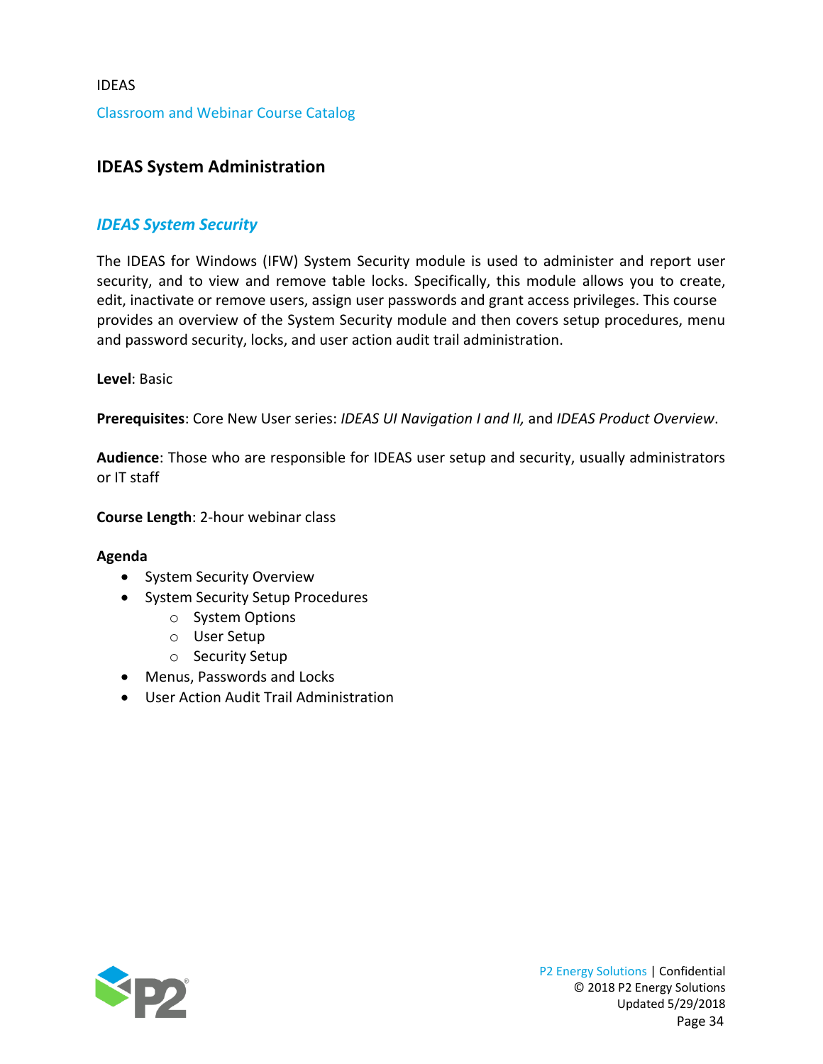## IDEAS System Administration

### *IDEAS System Security*

The IDEAS for Windows (IFW) System Security module is used to administer and report user security, and to view and remove table locks. Specifically, this module allows you to create, edit, inactivate or remove users, assign user passwords and grant access privileges. This course provides an overview of the System Security module and then covers setup procedures, menu and password security, locks, and user action audit trail administration.

**Level**: Basic

**Prerequisites**: Core New User series: *IDEAS UI Navigation I and II,* and *IDEAS Product Overview*.

**Audience**: Those who are responsible for IDEAS user setup and security, usually administrators or IT staff

**Course Length**: 2-hour webinar class

**Agenda**

- System Security Overview
- System Security Setup Procedures
  - System Options
  - User Setup
  - Security Setup
- Menus, Passwords and Locks
- User Action Audit Trail Administration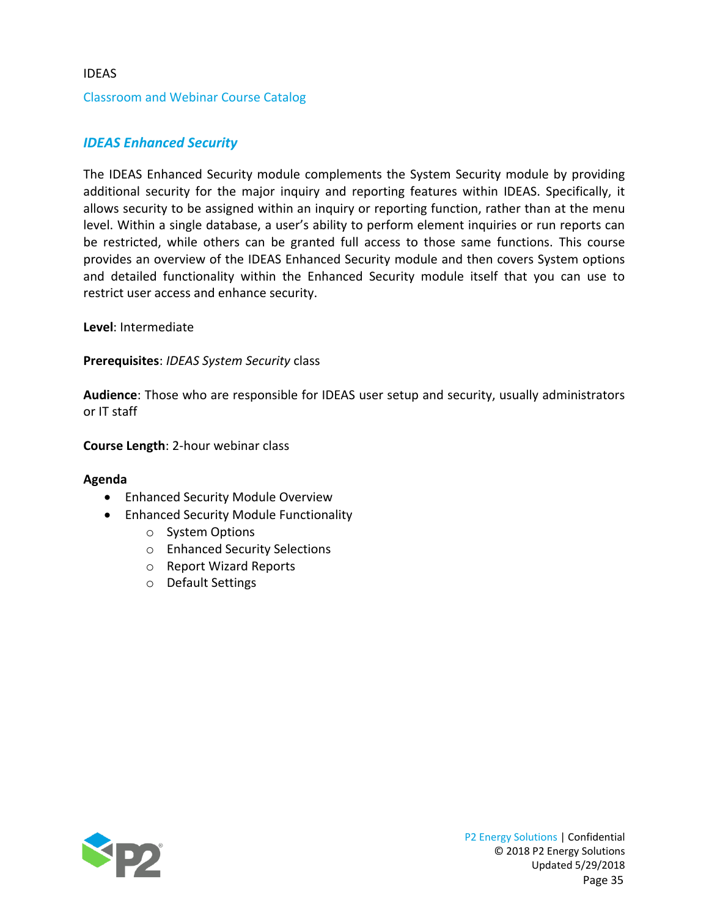## IDEAS Enhanced Security

The IDEAS Enhanced Security module complements the System Security module by providing additional security for the major inquiry and reporting features within IDEAS. Specifically, it allows security to be assigned within an inquiry or reporting function, rather than at the menu level. Within a single database, a user's ability to perform element inquiries or run reports can be restricted, while others can be granted full access to those same functions. This course provides an overview of the IDEAS Enhanced Security module and then covers System options and detailed functionality within the Enhanced Security module itself that you can use to restrict user access and enhance security.

**Level**: Intermediate

**Prerequisites**: *IDEAS System Security* class

**Audience**: Those who are responsible for IDEAS user setup and security, usually administrators or IT staff

**Course Length**: 2-hour webinar class

**Agenda**

- Enhanced Security Module Overview
- Enhanced Security Module Functionality
  - System Options
  - Enhanced Security Selections
  - Report Wizard Reports
  - Default Settings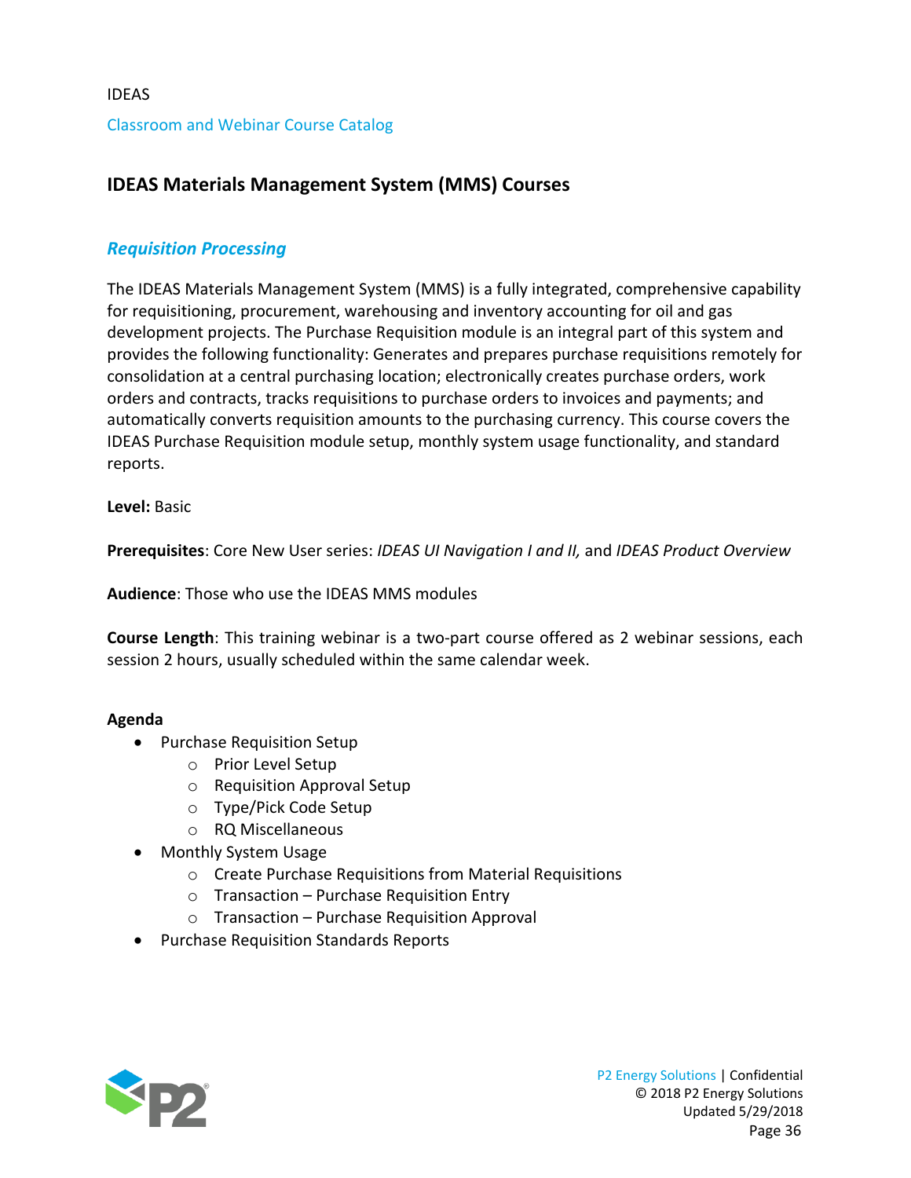## IDEAS Materials Management System (MMS) Courses

### *Requisition Processing*

The IDEAS Materials Management System (MMS) is a fully integrated, comprehensive capability for requisitioning, procurement, warehousing and inventory accounting for oil and gas development projects. The Purchase Requisition module is an integral part of this system and provides the following functionality: Generates and prepares purchase requisitions remotely for consolidation at a central purchasing location; electronically creates purchase orders, work orders and contracts, tracks requisitions to purchase orders to invoices and payments; and automatically converts requisition amounts to the purchasing currency. This course covers the IDEAS Purchase Requisition module setup, monthly system usage functionality, and standard reports.

**Level:** Basic

**Prerequisites**: Core New User series: *IDEAS UI Navigation I and II,* and *IDEAS Product Overview*

**Audience**: Those who use the IDEAS MMS modules

**Course Length**: This training webinar is a two-part course offered as 2 webinar sessions, each session 2 hours, usually scheduled within the same calendar week.

**Agenda**

- Purchase Requisition Setup
  - Prior Level Setup
  - Requisition Approval Setup
  - Type/Pick Code Setup
  - RQ Miscellaneous
- Monthly System Usage
  - Create Purchase Requisitions from Material Requisitions
  - Transaction – Purchase Requisition Entry
  - Transaction – Purchase Requisition Approval
- Purchase Requisition Standards Reports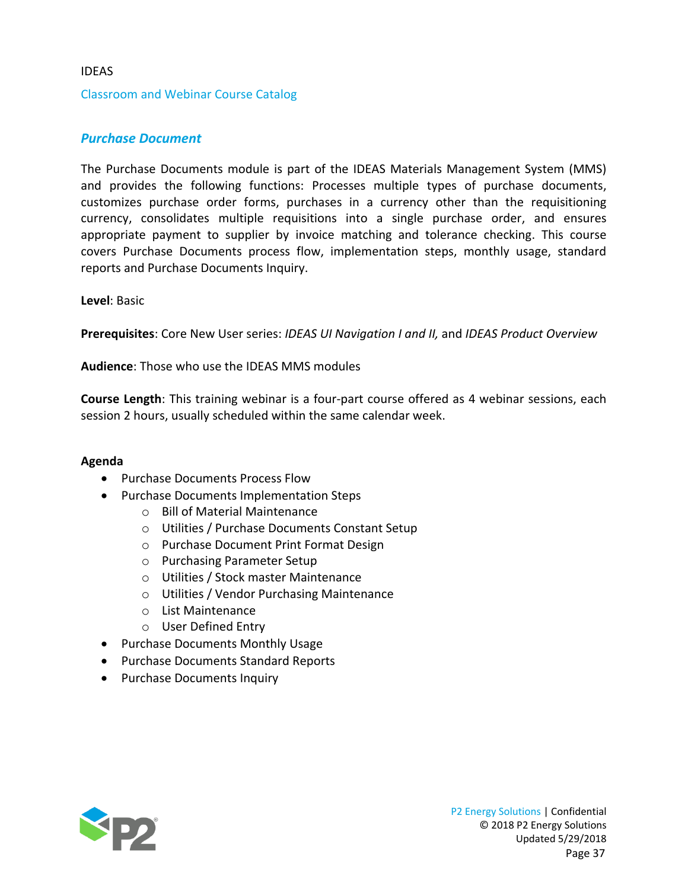## Purchase Document

The Purchase Documents module is part of the IDEAS Materials Management System (MMS) and provides the following functions: Processes multiple types of purchase documents, customizes purchase order forms, purchases in a currency other than the requisitioning currency, consolidates multiple requisitions into a single purchase order, and ensures appropriate payment to supplier by invoice matching and tolerance checking. This course covers Purchase Documents process flow, implementation steps, monthly usage, standard reports and Purchase Documents Inquiry.

**Level**: Basic

**Prerequisites**: Core New User series: *IDEAS UI Navigation I and II,* and *IDEAS Product Overview*

**Audience**: Those who use the IDEAS MMS modules

**Course Length**: This training webinar is a four-part course offered as 4 webinar sessions, each session 2 hours, usually scheduled within the same calendar week.

**Agenda**

- Purchase Documents Process Flow
- Purchase Documents Implementation Steps
  - Bill of Material Maintenance
  - Utilities / Purchase Documents Constant Setup
  - Purchase Document Print Format Design
  - Purchasing Parameter Setup
  - Utilities / Stock master Maintenance
  - Utilities / Vendor Purchasing Maintenance
  - List Maintenance
  - User Defined Entry
- Purchase Documents Monthly Usage
- Purchase Documents Standard Reports
- Purchase Documents Inquiry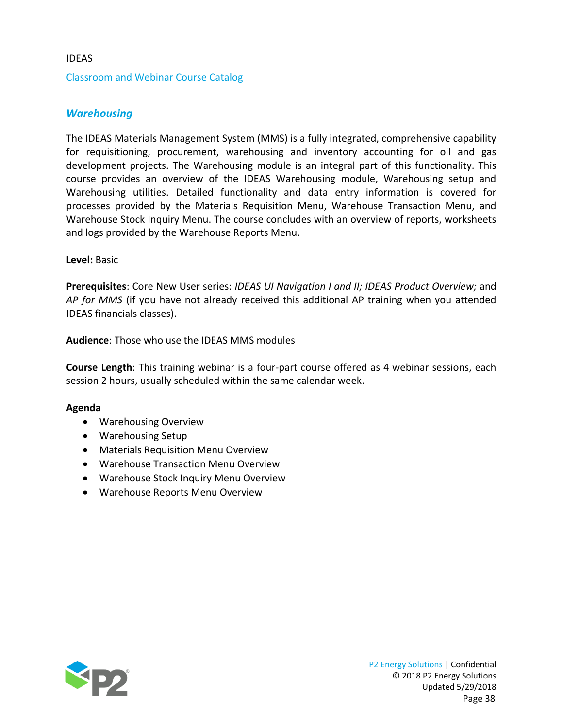## Warehousing

The IDEAS Materials Management System (MMS) is a fully integrated, comprehensive capability for requisitioning, procurement, warehousing and inventory accounting for oil and gas development projects. The Warehousing module is an integral part of this functionality. This course provides an overview of the IDEAS Warehousing module, Warehousing setup and Warehousing utilities. Detailed functionality and data entry information is covered for processes provided by the Materials Requisition Menu, Warehouse Transaction Menu, and Warehouse Stock Inquiry Menu. The course concludes with an overview of reports, worksheets and logs provided by the Warehouse Reports Menu.

**Level:** Basic

**Prerequisites**: Core New User series: *IDEAS UI Navigation I and II; IDEAS Product Overview;* and *AP for MMS* (if you have not already received this additional AP training when you attended IDEAS financials classes).

**Audience**: Those who use the IDEAS MMS modules

**Course Length**: This training webinar is a four-part course offered as 4 webinar sessions, each session 2 hours, usually scheduled within the same calendar week.

**Agenda**

- Warehousing Overview
- Warehousing Setup
- Materials Requisition Menu Overview
- Warehouse Transaction Menu Overview
- Warehouse Stock Inquiry Menu Overview
- Warehouse Reports Menu Overview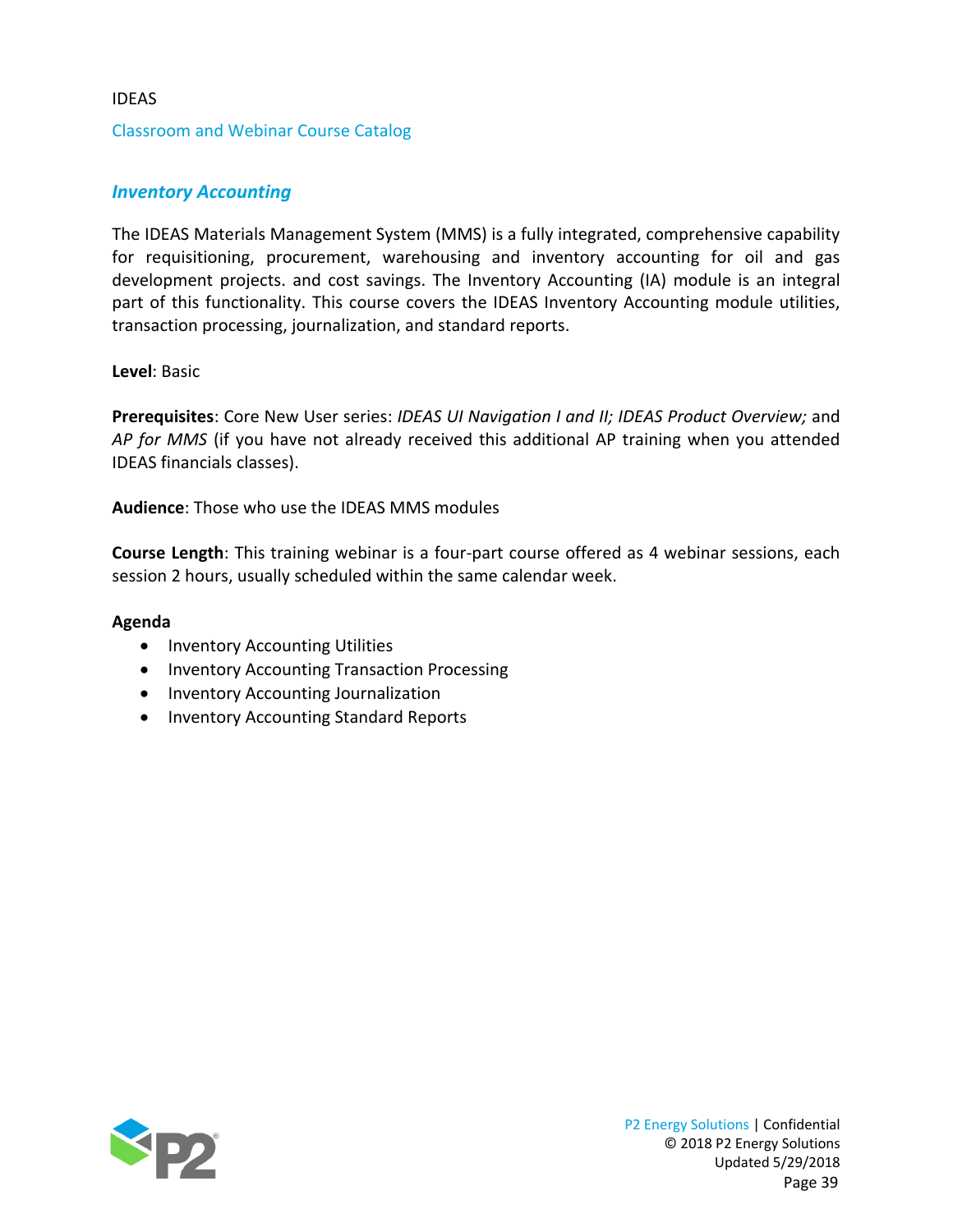## Inventory Accounting

The IDEAS Materials Management System (MMS) is a fully integrated, comprehensive capability for requisitioning, procurement, warehousing and inventory accounting for oil and gas development projects. and cost savings. The Inventory Accounting (IA) module is an integral part of this functionality. This course covers the IDEAS Inventory Accounting module utilities, transaction processing, journalization, and standard reports.

**Level**: Basic

**Prerequisites**: Core New User series: *IDEAS UI Navigation I and II; IDEAS Product Overview;* and *AP for MMS* (if you have not already received this additional AP training when you attended IDEAS financials classes).

**Audience**: Those who use the IDEAS MMS modules

**Course Length**: This training webinar is a four-part course offered as 4 webinar sessions, each session 2 hours, usually scheduled within the same calendar week.

**Agenda**

- Inventory Accounting Utilities
- Inventory Accounting Transaction Processing
- Inventory Accounting Journalization
- Inventory Accounting Standard Reports